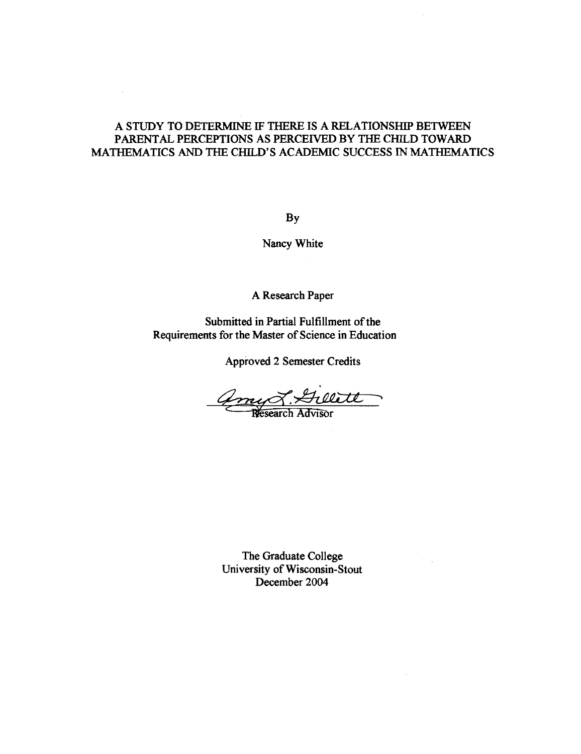# A STUDY TO DETERMINE IF THERE IS A RELATIONSHIP BETWEEN PARENTAL PERCEPTIONS AS PERCEIVED BY THE CHILD TOWARD MATHEMATICS AND THE CHILD'S ACADEMIC SUCCESS IN MATHEMATICS

By

Nancy White

A Research Paper

Submitted in Partial Fulfillment of the Requirements for the Master of Science in Education

Approved 2 Semester Credits

Amy L. Gillett

Research Advisor

The Graduate College
University of Wisconsin-Stout
December 2004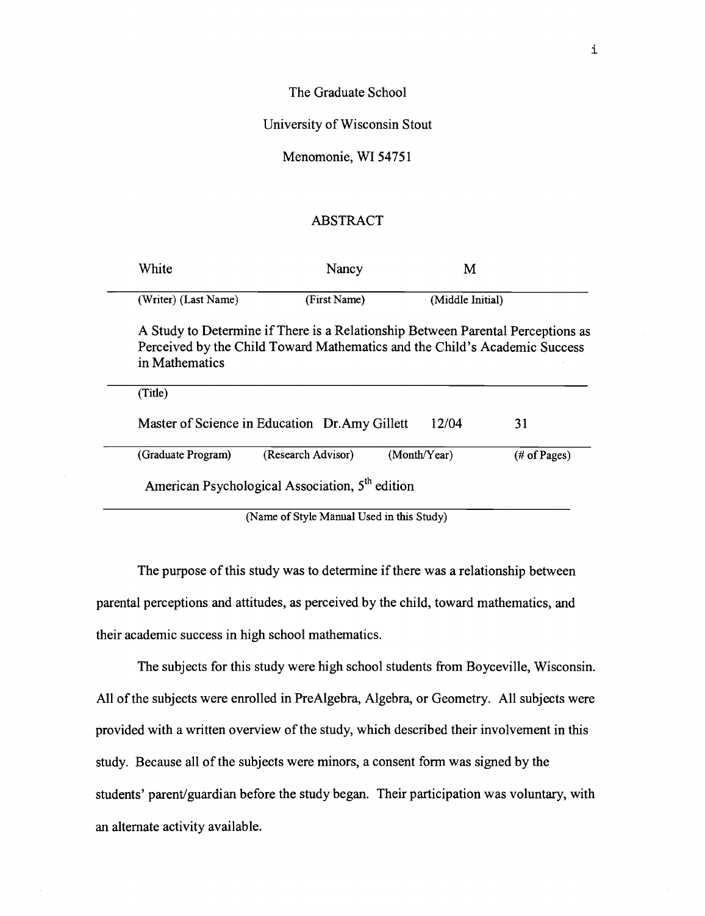The Graduate School

University of Wisconsin Stout

Menomonie, WI 54751

## ABSTRACT

| White | Nancy | M |
|---|---|---|
| (Writer) (Last Name) | (First Name) | (Middle Initial) |

A Study to Determine if There is a Relationship Between Parental Perceptions as Perceived by the Child Toward Mathematics and the Child's Academic Success in Mathematics

(Title)

| Master of Science in Education | Dr. Amy Gillett | 12/04 | 31 |
|---|---|---|---|
| (Graduate Program) | (Research Advisor) | (Month/Year) | (# of Pages) |

American Psychological Association, 5th edition

(Name of Style Manual Used in this Study)

The purpose of this study was to determine if there was a relationship between parental perceptions and attitudes, as perceived by the child, toward mathematics, and their academic success in high school mathematics.

The subjects for this study were high school students from Boyceville, Wisconsin. All of the subjects were enrolled in PreAlgebra, Algebra, or Geometry. All subjects were provided with a written overview of the study, which described their involvement in this study. Because all of the subjects were minors, a consent form was signed by the students' parent/guardian before the study began. Their participation was voluntary, with an alternate activity available.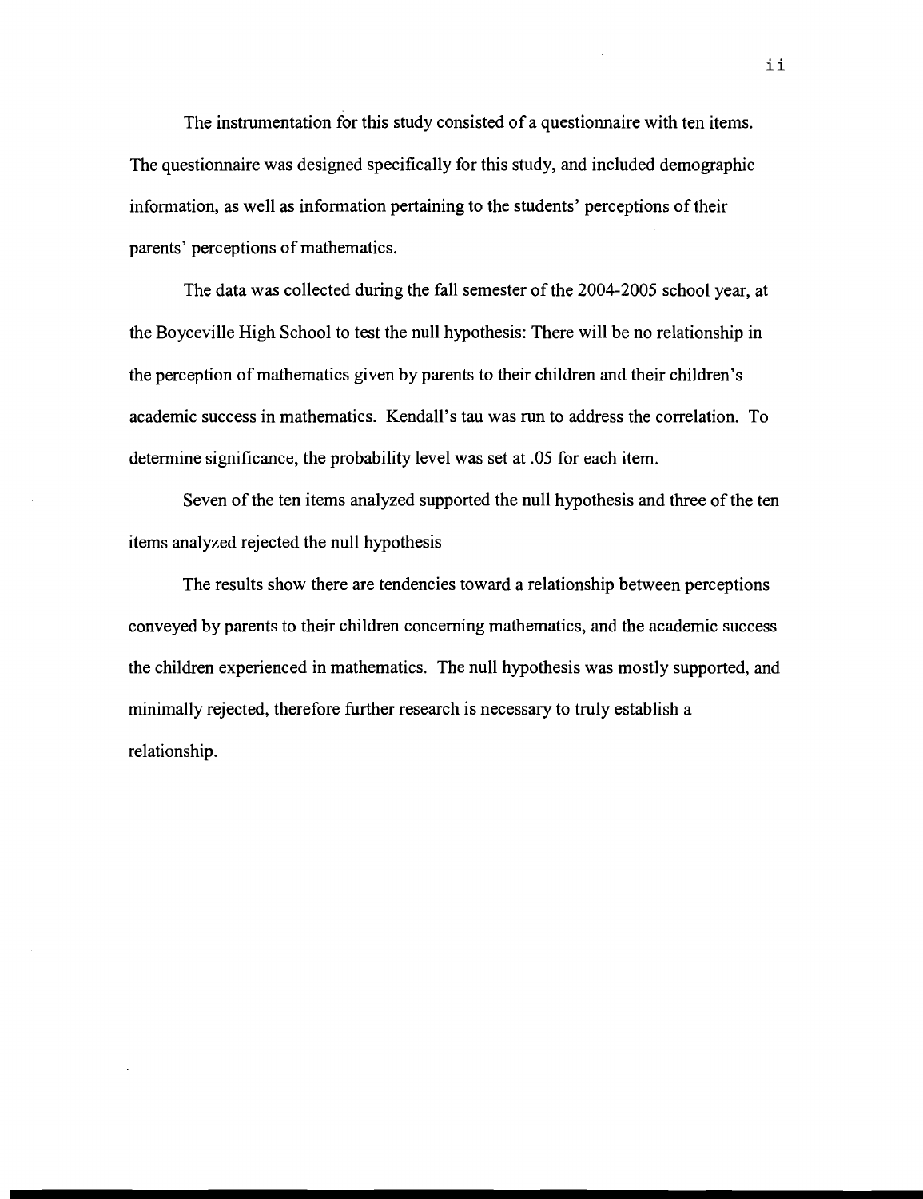The instrumentation for this study consisted of a questionnaire with ten items. The questionnaire was designed specifically for this study, and included demographic information, as well as information pertaining to the students' perceptions of their parents' perceptions of mathematics.

The data was collected during the fall semester of the 2004-2005 school year, at the Boyceville High School to test the null hypothesis: There will be no relationship in the perception of mathematics given by parents to their children and their children's academic success in mathematics. Kendall's tau was run to address the correlation. To determine significance, the probability level was set at .05 for each item.

Seven of the ten items analyzed supported the null hypothesis and three of the ten items analyzed rejected the null hypothesis

The results show there are tendencies toward a relationship between perceptions conveyed by parents to their children concerning mathematics, and the academic success the children experienced in mathematics. The null hypothesis was mostly supported, and minimally rejected, therefore further research is necessary to truly establish a relationship.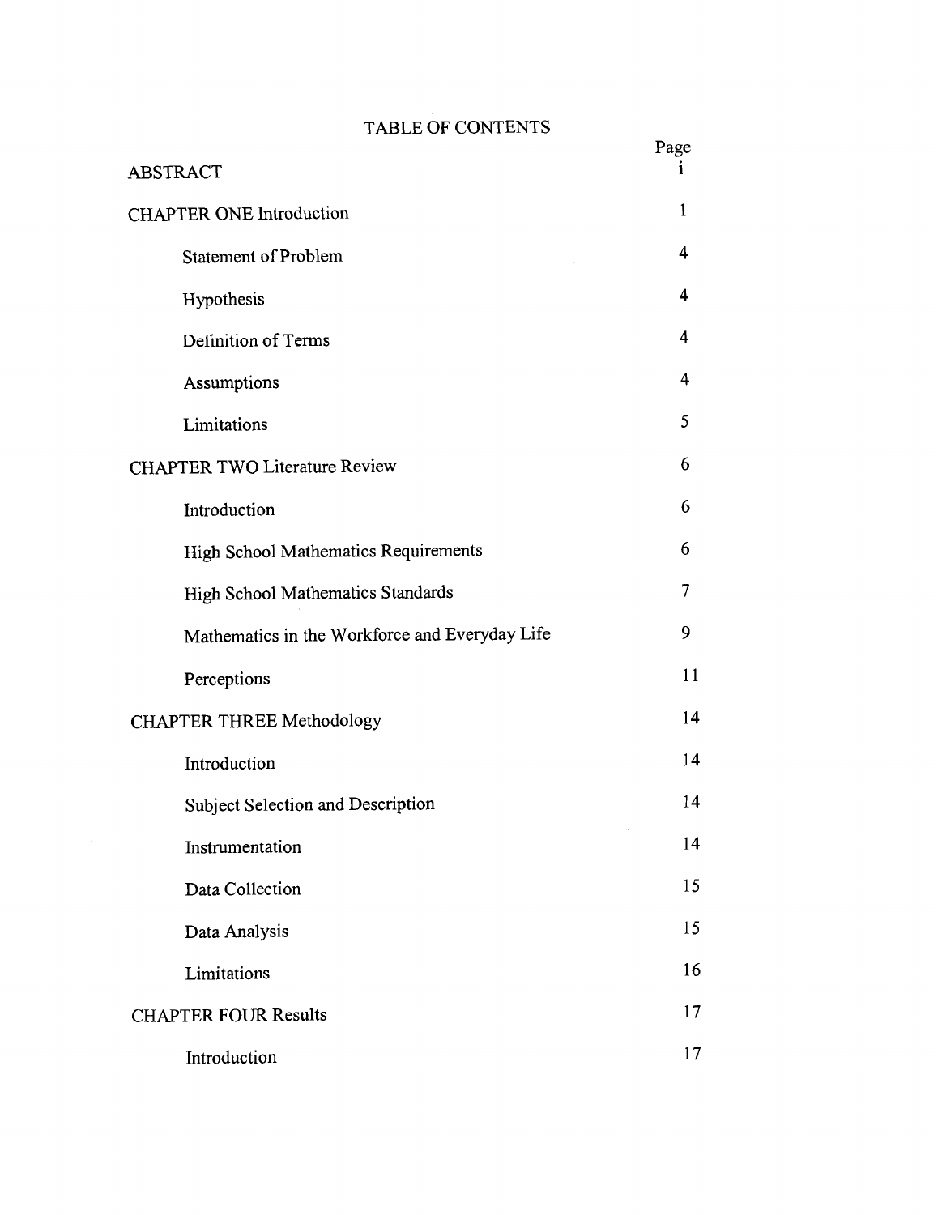# TABLE OF CONTENTS

| | Page |
|---|---|
| ABSTRACT | i |
| CHAPTER ONE Introduction | 1 |
| Statement of Problem | 4 |
| Hypothesis | 4 |
| Definition of Terms | 4 |
| Assumptions | 4 |
| Limitations | 5 |
| CHAPTER TWO Literature Review | 6 |
| Introduction | 6 |
| High School Mathematics Requirements | 6 |
| High School Mathematics Standards | 7 |
| Mathematics in the Workforce and Everyday Life | 9 |
| Perceptions | 11 |
| CHAPTER THREE Methodology | 14 |
| Introduction | 14 |
| Subject Selection and Description | 14 |
| Instrumentation | 14 |
| Data Collection | 15 |
| Data Analysis | 15 |
| Limitations | 16 |
| CHAPTER FOUR Results | 17 |
| Introduction | 17 |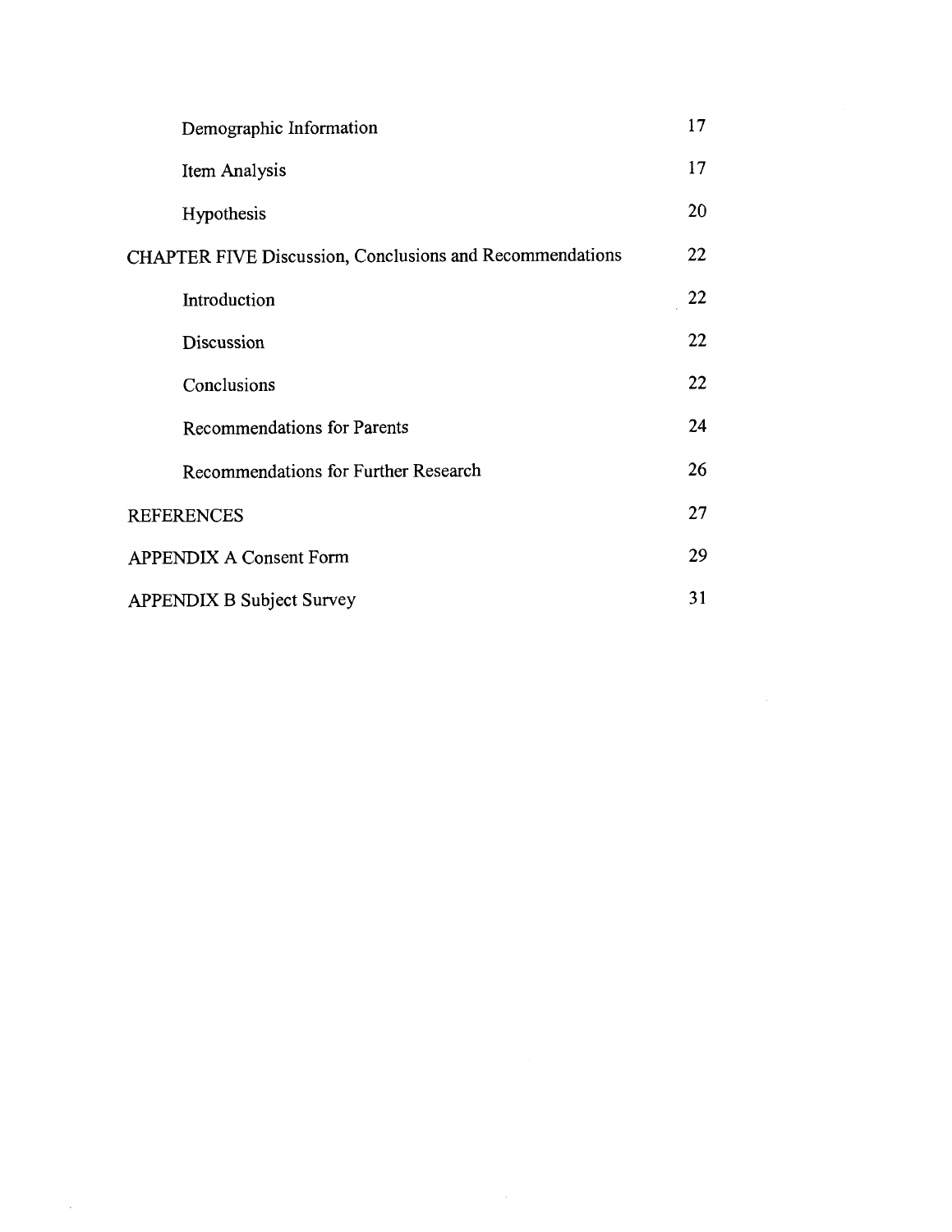| | |
|---|---|
| Demographic Information | 17 |
| Item Analysis | 17 |
| Hypothesis | 20 |
| CHAPTER FIVE Discussion, Conclusions and Recommendations | 22 |
| Introduction | 22 |
| Discussion | 22 |
| Conclusions | 22 |
| Recommendations for Parents | 24 |
| Recommendations for Further Research | 26 |
| REFERENCES | 27 |
| APPENDIX A Consent Form | 29 |
| APPENDIX B Subject Survey | 31 |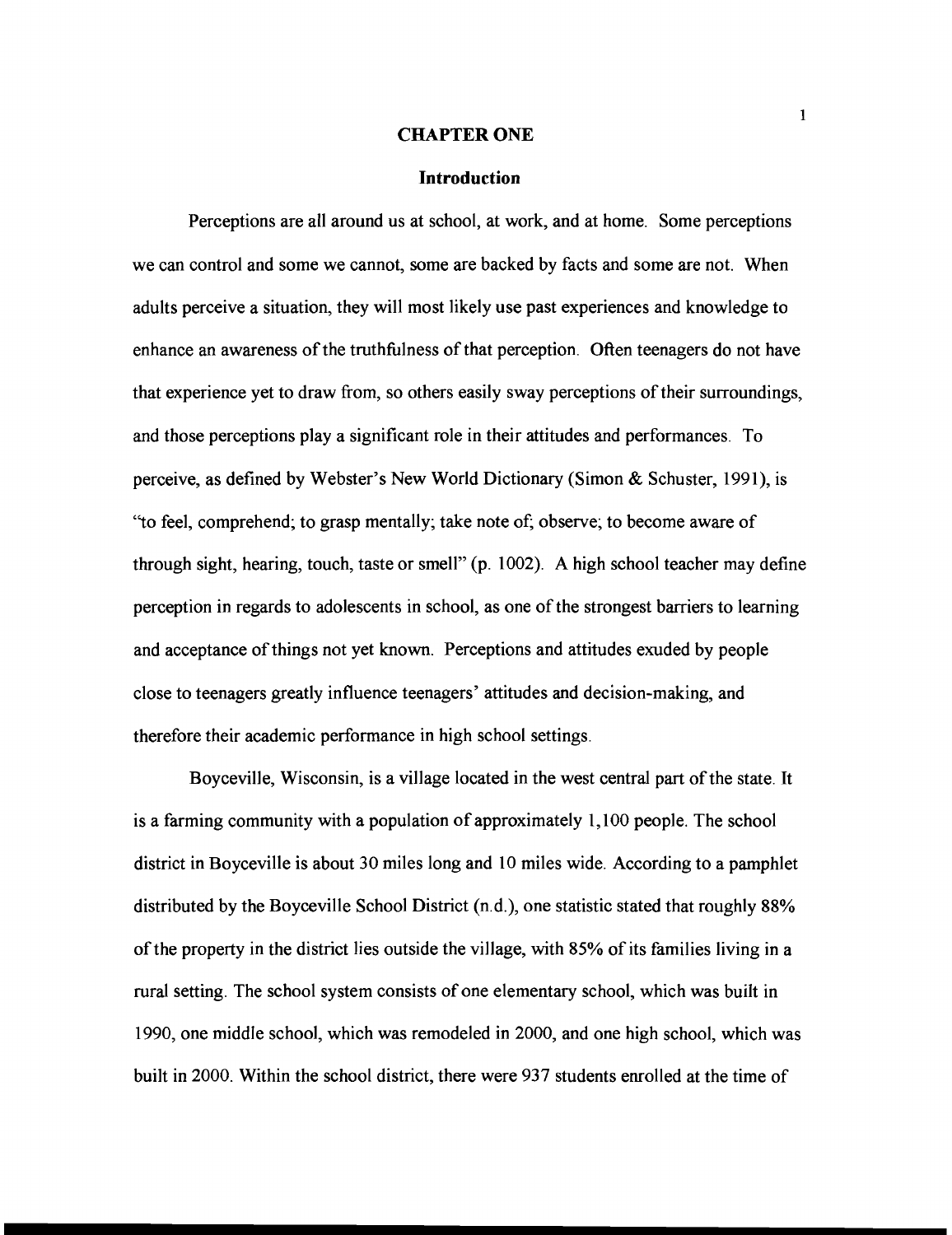# CHAPTER ONE

## Introduction

Perceptions are all around us at school, at work, and at home. Some perceptions we can control and some we cannot, some are backed by facts and some are not. When adults perceive a situation, they will most likely use past experiences and knowledge to enhance an awareness of the truthfulness of that perception. Often teenagers do not have that experience yet to draw from, so others easily sway perceptions of their surroundings, and those perceptions play a significant role in their attitudes and performances. To perceive, as defined by Webster's New World Dictionary (Simon & Schuster, 1991), is "to feel, comprehend; to grasp mentally; take note of; observe; to become aware of through sight, hearing, touch, taste or smell" (p. 1002). A high school teacher may define perception in regards to adolescents in school, as one of the strongest barriers to learning and acceptance of things not yet known. Perceptions and attitudes exuded by people close to teenagers greatly influence teenagers' attitudes and decision-making, and therefore their academic performance in high school settings.

Boyceville, Wisconsin, is a village located in the west central part of the state. It is a farming community with a population of approximately 1,100 people. The school district in Boyceville is about 30 miles long and 10 miles wide. According to a pamphlet distributed by the Boyceville School District (n.d.), one statistic stated that roughly 88% of the property in the district lies outside the village, with 85% of its families living in a rural setting. The school system consists of one elementary school, which was built in 1990, one middle school, which was remodeled in 2000, and one high school, which was built in 2000. Within the school district, there were 937 students enrolled at the time of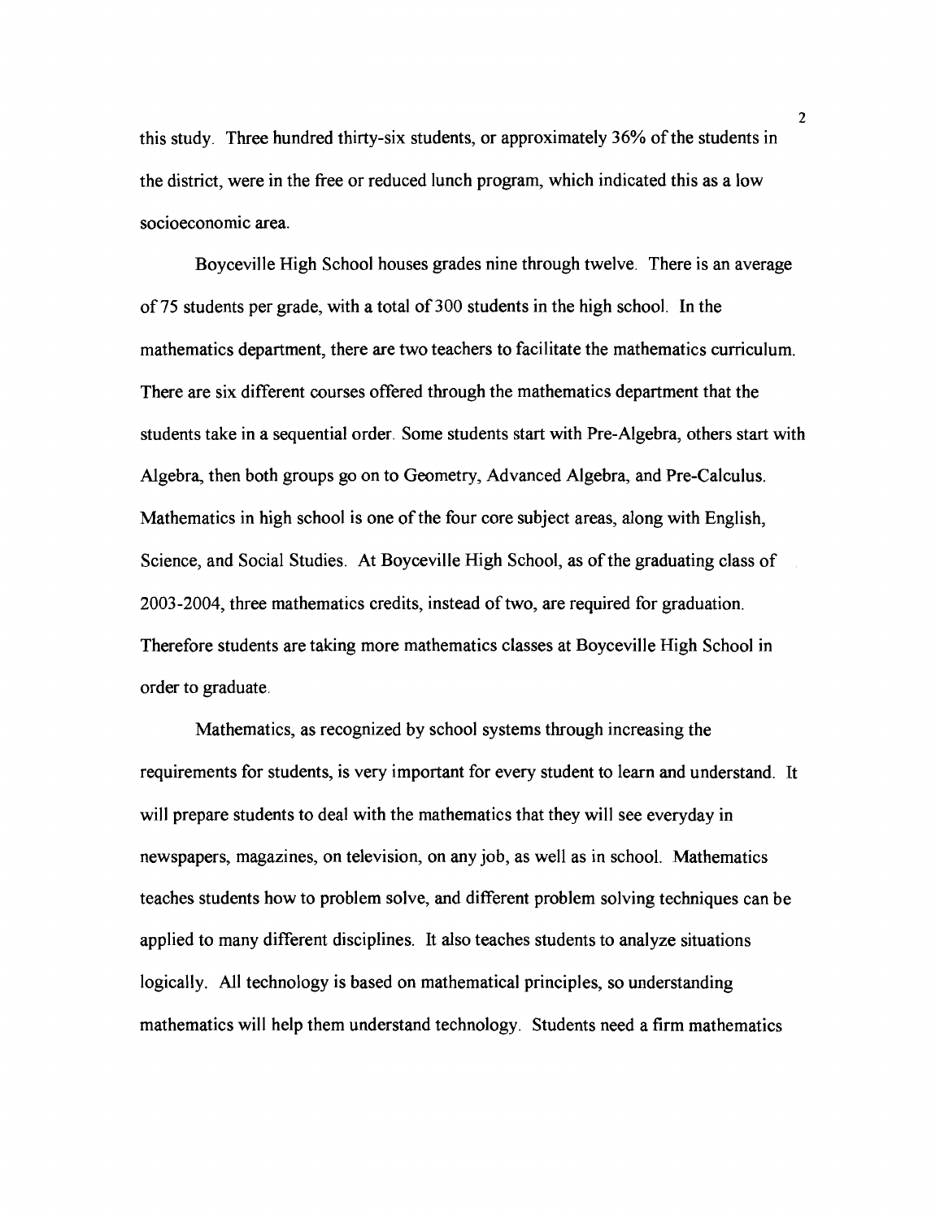this study. Three hundred thirty-six students, or approximately 36% of the students in the district, were in the free or reduced lunch program, which indicated this as a low socioeconomic area.

Boyceville High School houses grades nine through twelve. There is an average of 75 students per grade, with a total of 300 students in the high school. In the mathematics department, there are two teachers to facilitate the mathematics curriculum. There are six different courses offered through the mathematics department that the students take in a sequential order. Some students start with Pre-Algebra, others start with Algebra, then both groups go on to Geometry, Advanced Algebra, and Pre-Calculus. Mathematics in high school is one of the four core subject areas, along with English, Science, and Social Studies. At Boyceville High School, as of the graduating class of 2003-2004, three mathematics credits, instead of two, are required for graduation. Therefore students are taking more mathematics classes at Boyceville High School in order to graduate.

Mathematics, as recognized by school systems through increasing the requirements for students, is very important for every student to learn and understand. It will prepare students to deal with the mathematics that they will see everyday in newspapers, magazines, on television, on any job, as well as in school. Mathematics teaches students how to problem solve, and different problem solving techniques can be applied to many different disciplines. It also teaches students to analyze situations logically. All technology is based on mathematical principles, so understanding mathematics will help them understand technology. Students need a firm mathematics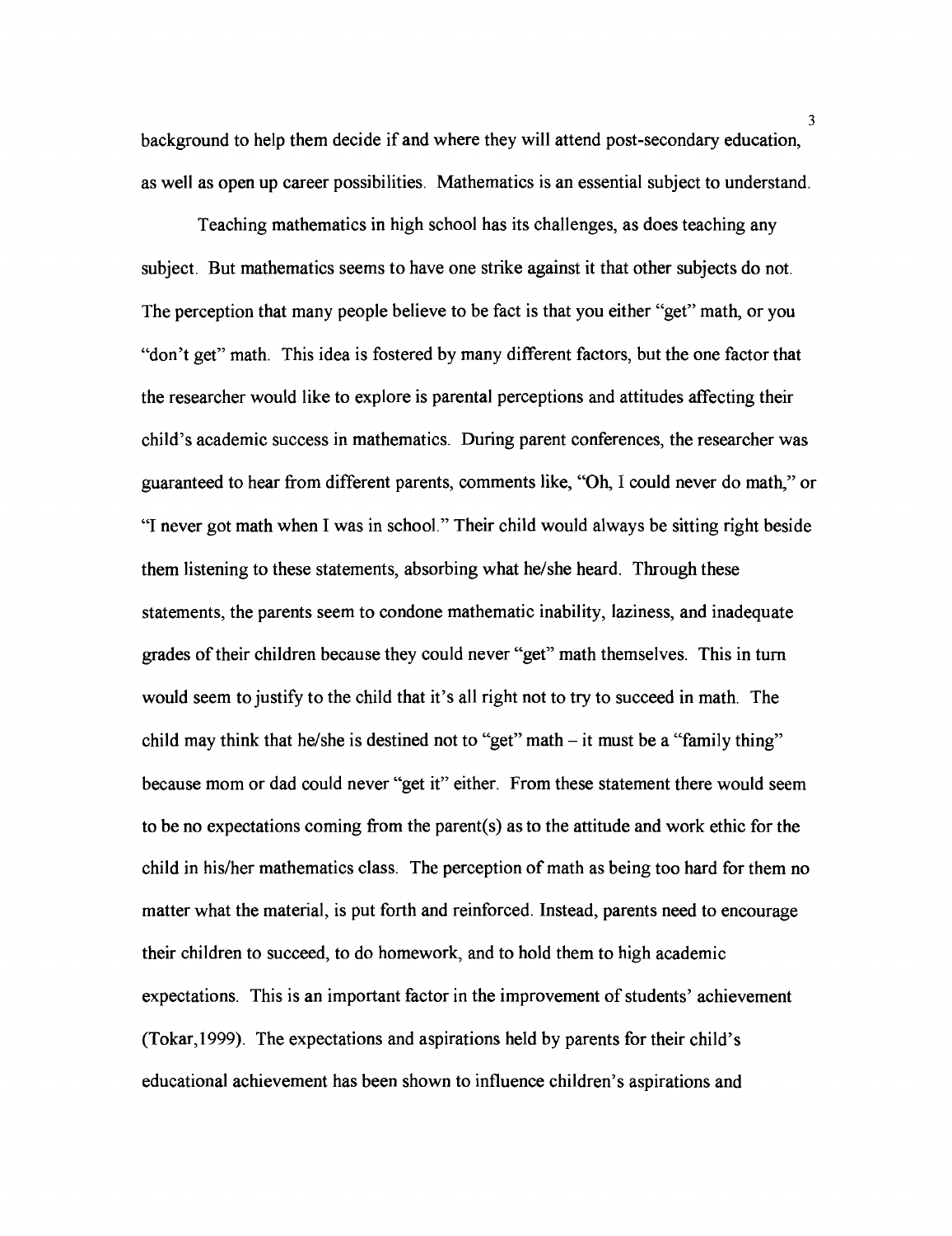background to help them decide if and where they will attend post-secondary education, as well as open up career possibilities. Mathematics is an essential subject to understand.

Teaching mathematics in high school has its challenges, as does teaching any subject. But mathematics seems to have one strike against it that other subjects do not. The perception that many people believe to be fact is that you either "get" math, or you "don't get" math. This idea is fostered by many different factors, but the one factor that the researcher would like to explore is parental perceptions and attitudes affecting their child's academic success in mathematics. During parent conferences, the researcher was guaranteed to hear from different parents, comments like, "Oh, I could never do math," or "I never got math when I was in school." Their child would always be sitting right beside them listening to these statements, absorbing what he/she heard. Through these statements, the parents seem to condone mathematic inability, laziness, and inadequate grades of their children because they could never "get" math themselves. This in turn would seem to justify to the child that it's all right not to try to succeed in math. The child may think that he/she is destined not to "get" math – it must be a "family thing" because mom or dad could never "get it" either. From these statement there would seem to be no expectations coming from the parent(s) as to the attitude and work ethic for the child in his/her mathematics class. The perception of math as being too hard for them no matter what the material, is put forth and reinforced. Instead, parents need to encourage their children to succeed, to do homework, and to hold them to high academic expectations. This is an important factor in the improvement of students' achievement (Tokar,1999). The expectations and aspirations held by parents for their child's educational achievement has been shown to influence children's aspirations and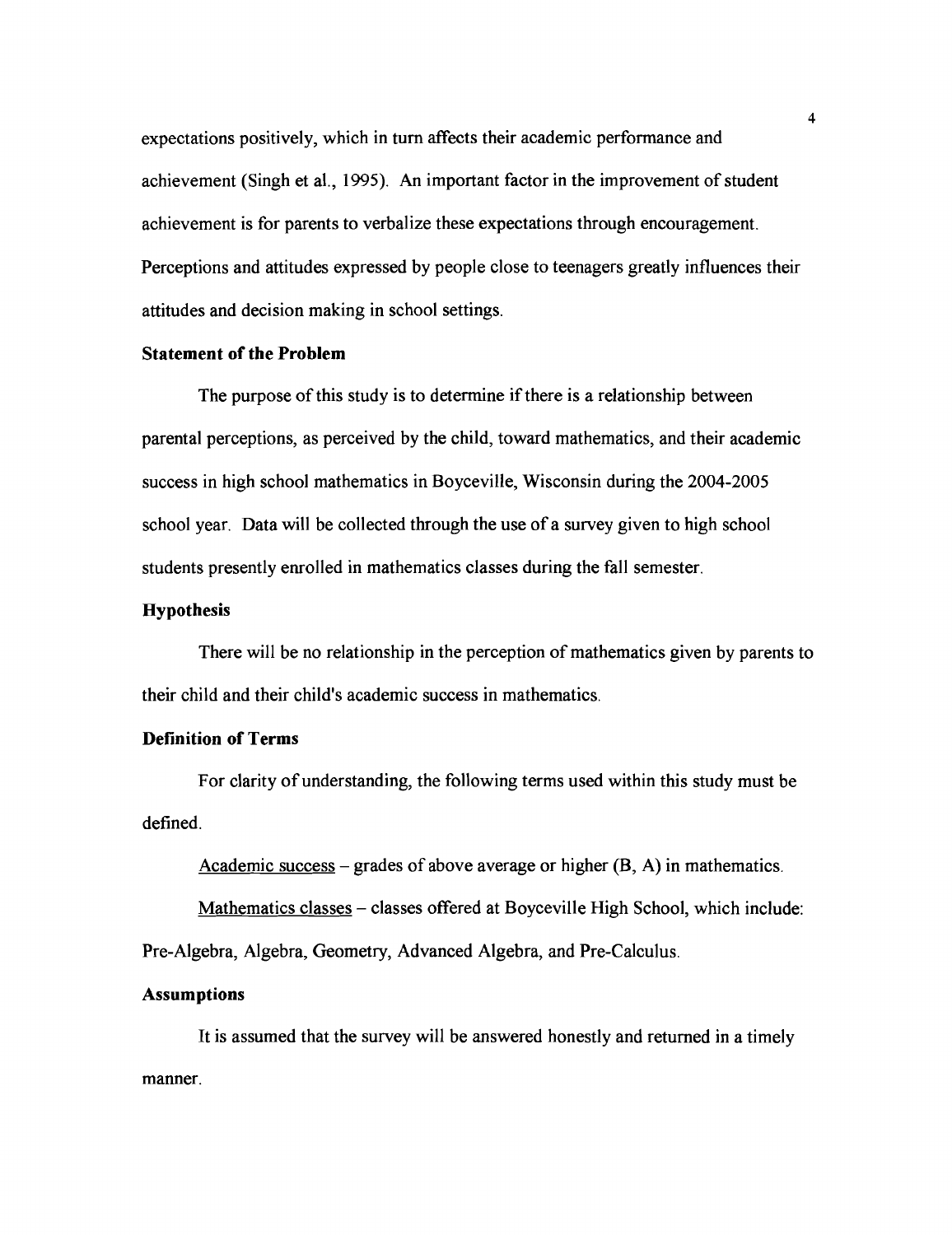expectations positively, which in turn affects their academic performance and achievement (Singh et al., 1995). An important factor in the improvement of student achievement is for parents to verbalize these expectations through encouragement. Perceptions and attitudes expressed by people close to teenagers greatly influences their attitudes and decision making in school settings.

### Statement of the Problem

The purpose of this study is to determine if there is a relationship between parental perceptions, as perceived by the child, toward mathematics, and their academic success in high school mathematics in Boyceville, Wisconsin during the 2004-2005 school year. Data will be collected through the use of a survey given to high school students presently enrolled in mathematics classes during the fall semester.

### Hypothesis

There will be no relationship in the perception of mathematics given by parents to their child and their child's academic success in mathematics.

### Definition of Terms

For clarity of understanding, the following terms used within this study must be defined.

<u>Academic success</u> – grades of above average or higher (B, A) in mathematics.

<u>Mathematics classes</u> – classes offered at Boyceville High School, which include: Pre-Algebra, Algebra, Geometry, Advanced Algebra, and Pre-Calculus.

### Assumptions

It is assumed that the survey will be answered honestly and returned in a timely manner.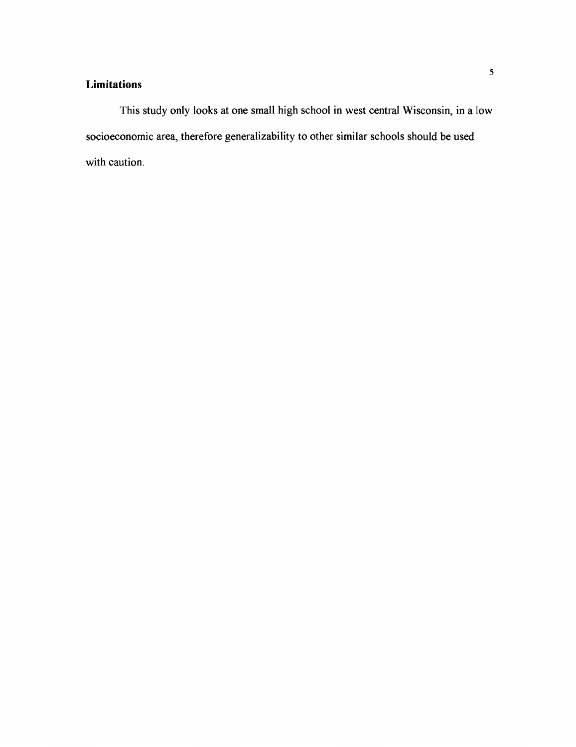## Limitations

This study only looks at one small high school in west central Wisconsin, in a low socioeconomic area, therefore generalizability to other similar schools should be used with caution.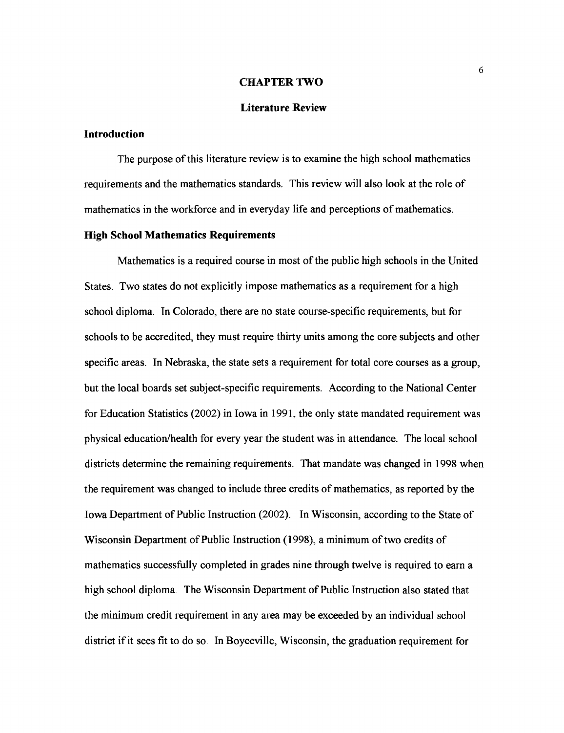# CHAPTER TWO

## Literature Review

### Introduction

The purpose of this literature review is to examine the high school mathematics requirements and the mathematics standards. This review will also look at the role of mathematics in the workforce and in everyday life and perceptions of mathematics.

### High School Mathematics Requirements

Mathematics is a required course in most of the public high schools in the United States. Two states do not explicitly impose mathematics as a requirement for a high school diploma. In Colorado, there are no state course-specific requirements, but for schools to be accredited, they must require thirty units among the core subjects and other specific areas. In Nebraska, the state sets a requirement for total core courses as a group, but the local boards set subject-specific requirements. According to the National Center for Education Statistics (2002) in Iowa in 1991, the only state mandated requirement was physical education/health for every year the student was in attendance. The local school districts determine the remaining requirements. That mandate was changed in 1998 when the requirement was changed to include three credits of mathematics, as reported by the Iowa Department of Public Instruction (2002). In Wisconsin, according to the State of Wisconsin Department of Public Instruction (1998), a minimum of two credits of mathematics successfully completed in grades nine through twelve is required to earn a high school diploma. The Wisconsin Department of Public Instruction also stated that the minimum credit requirement in any area may be exceeded by an individual school district if it sees fit to do so. In Boyceville, Wisconsin, the graduation requirement for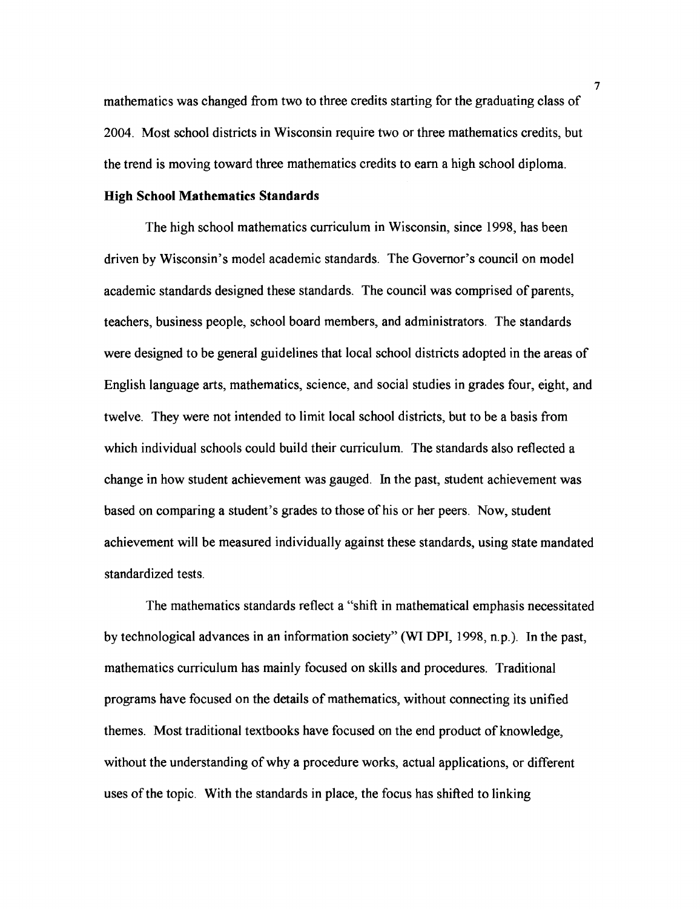mathematics was changed from two to three credits starting for the graduating class of 2004. Most school districts in Wisconsin require two or three mathematics credits, but the trend is moving toward three mathematics credits to earn a high school diploma.

**High School Mathematics Standards**

The high school mathematics curriculum in Wisconsin, since 1998, has been driven by Wisconsin's model academic standards. The Governor's council on model academic standards designed these standards. The council was comprised of parents, teachers, business people, school board members, and administrators. The standards were designed to be general guidelines that local school districts adopted in the areas of English language arts, mathematics, science, and social studies in grades four, eight, and twelve. They were not intended to limit local school districts, but to be a basis from which individual schools could build their curriculum. The standards also reflected a change in how student achievement was gauged. In the past, student achievement was based on comparing a student's grades to those of his or her peers. Now, student achievement will be measured individually against these standards, using state mandated standardized tests.

The mathematics standards reflect a "shift in mathematical emphasis necessitated by technological advances in an information society" (WI DPI, 1998, n.p.). In the past, mathematics curriculum has mainly focused on skills and procedures. Traditional programs have focused on the details of mathematics, without connecting its unified themes. Most traditional textbooks have focused on the end product of knowledge, without the understanding of why a procedure works, actual applications, or different uses of the topic. With the standards in place, the focus has shifted to linking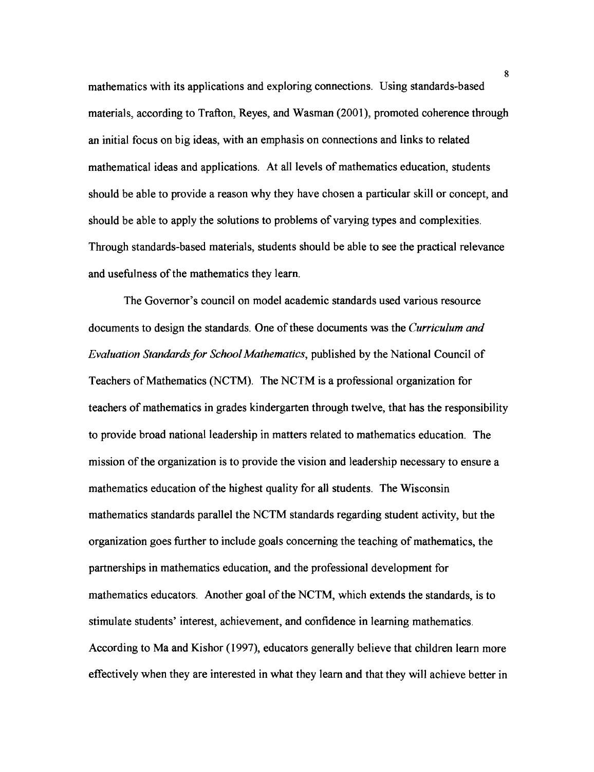mathematics with its applications and exploring connections. Using standards-based materials, according to Trafton, Reyes, and Wasman (2001), promoted coherence through an initial focus on big ideas, with an emphasis on connections and links to related mathematical ideas and applications. At all levels of mathematics education, students should be able to provide a reason why they have chosen a particular skill or concept, and should be able to apply the solutions to problems of varying types and complexities. Through standards-based materials, students should be able to see the practical relevance and usefulness of the mathematics they learn.

The Governor's council on model academic standards used various resource documents to design the standards. One of these documents was the *Curriculum and Evaluation Standards for School Mathematics*, published by the National Council of Teachers of Mathematics (NCTM). The NCTM is a professional organization for teachers of mathematics in grades kindergarten through twelve, that has the responsibility to provide broad national leadership in matters related to mathematics education. The mission of the organization is to provide the vision and leadership necessary to ensure a mathematics education of the highest quality for all students. The Wisconsin mathematics standards parallel the NCTM standards regarding student activity, but the organization goes further to include goals concerning the teaching of mathematics, the partnerships in mathematics education, and the professional development for mathematics educators. Another goal of the NCTM, which extends the standards, is to stimulate students' interest, achievement, and confidence in learning mathematics. According to Ma and Kishor (1997), educators generally believe that children learn more effectively when they are interested in what they learn and that they will achieve better in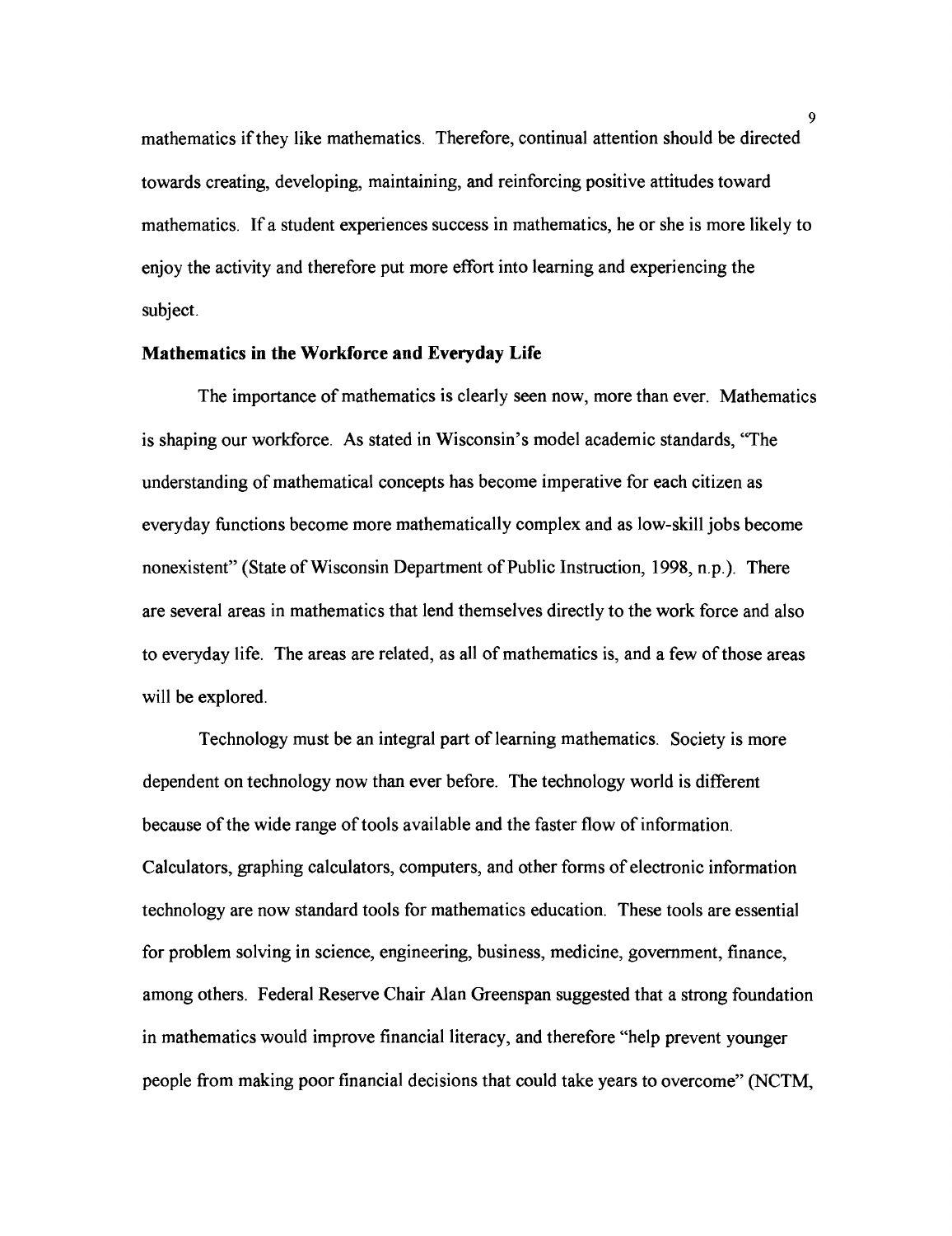mathematics if they like mathematics. Therefore, continual attention should be directed towards creating, developing, maintaining, and reinforcing positive attitudes toward mathematics. If a student experiences success in mathematics, he or she is more likely to enjoy the activity and therefore put more effort into learning and experiencing the subject.

**Mathematics in the Workforce and Everyday Life**

The importance of mathematics is clearly seen now, more than ever. Mathematics is shaping our workforce. As stated in Wisconsin's model academic standards, "The understanding of mathematical concepts has become imperative for each citizen as everyday functions become more mathematically complex and as low-skill jobs become nonexistent" (State of Wisconsin Department of Public Instruction, 1998, n.p.). There are several areas in mathematics that lend themselves directly to the work force and also to everyday life. The areas are related, as all of mathematics is, and a few of those areas will be explored.

Technology must be an integral part of learning mathematics. Society is more dependent on technology now than ever before. The technology world is different because of the wide range of tools available and the faster flow of information. Calculators, graphing calculators, computers, and other forms of electronic information technology are now standard tools for mathematics education. These tools are essential for problem solving in science, engineering, business, medicine, government, finance, among others. Federal Reserve Chair Alan Greenspan suggested that a strong foundation in mathematics would improve financial literacy, and therefore "help prevent younger people from making poor financial decisions that could take years to overcome" (NCTM,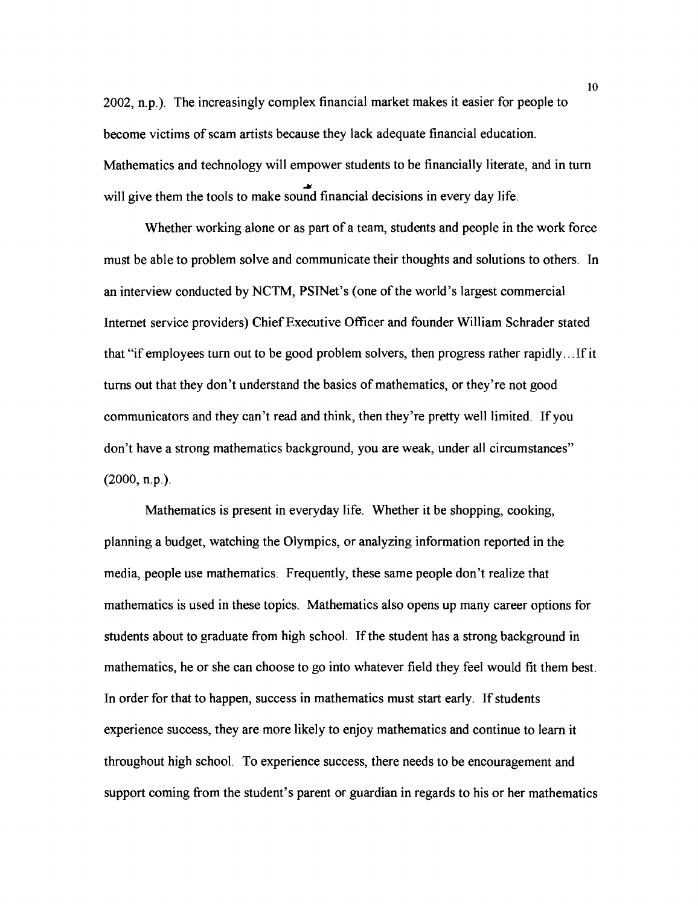2002, n.p.). The increasingly complex financial market makes it easier for people to become victims of scam artists because they lack adequate financial education. Mathematics and technology will empower students to be financially literate, and in turn will give them the tools to make sound financial decisions in every day life.

Whether working alone or as part of a team, students and people in the work force must be able to problem solve and communicate their thoughts and solutions to others. In an interview conducted by NCTM, PSINet's (one of the world's largest commercial Internet service providers) Chief Executive Officer and founder William Schrader stated that "if employees turn out to be good problem solvers, then progress rather rapidly…If it turns out that they don't understand the basics of mathematics, or they're not good communicators and they can't read and think, then they're pretty well limited. If you don't have a strong mathematics background, you are weak, under all circumstances" (2000, n.p.).

Mathematics is present in everyday life. Whether it be shopping, cooking, planning a budget, watching the Olympics, or analyzing information reported in the media, people use mathematics. Frequently, these same people don't realize that mathematics is used in these topics. Mathematics also opens up many career options for students about to graduate from high school. If the student has a strong background in mathematics, he or she can choose to go into whatever field they feel would fit them best. In order for that to happen, success in mathematics must start early. If students experience success, they are more likely to enjoy mathematics and continue to learn it throughout high school. To experience success, there needs to be encouragement and support coming from the student's parent or guardian in regards to his or her mathematics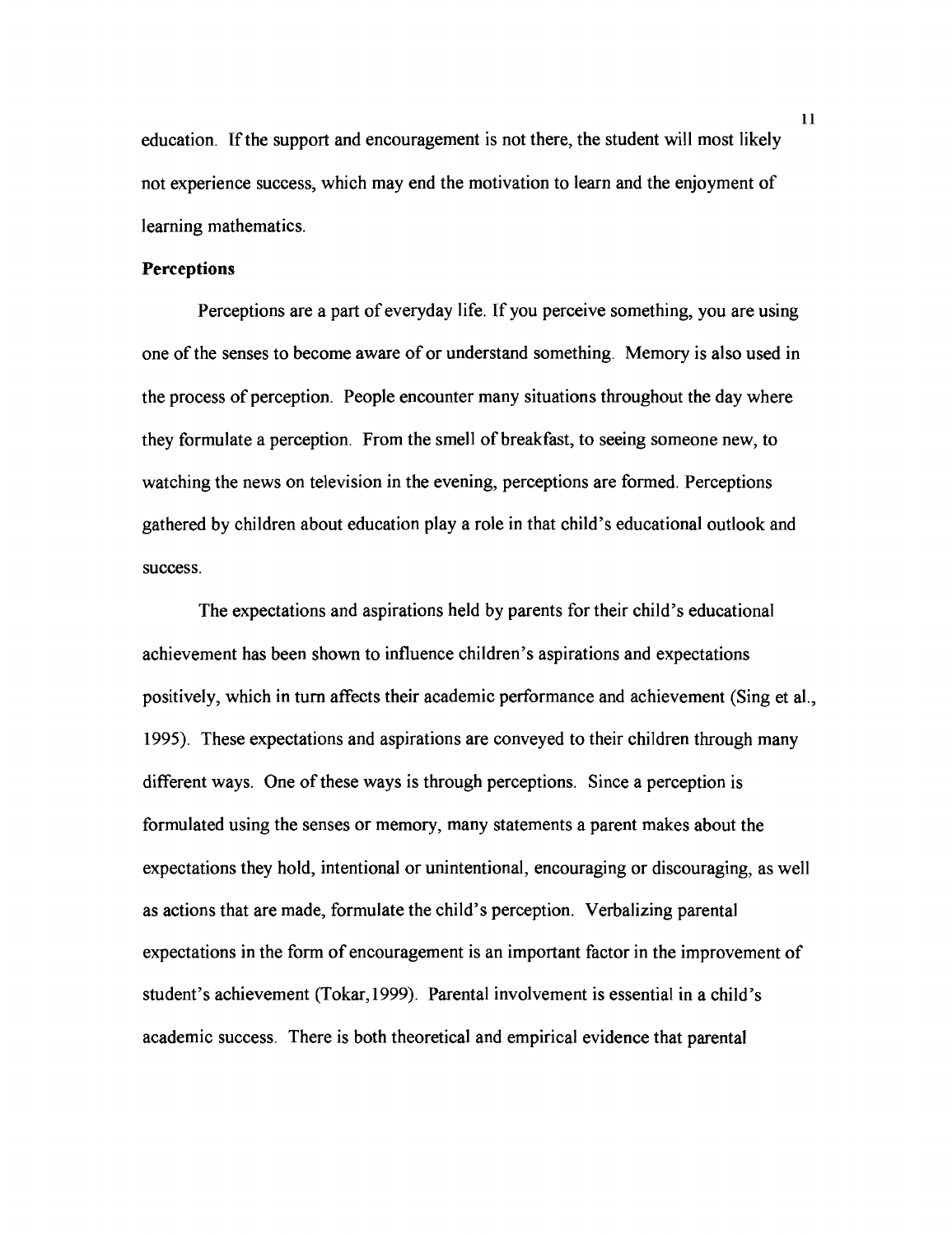education. If the support and encouragement is not there, the student will most likely not experience success, which may end the motivation to learn and the enjoyment of learning mathematics.

**Perceptions**

Perceptions are a part of everyday life. If you perceive something, you are using one of the senses to become aware of or understand something. Memory is also used in the process of perception. People encounter many situations throughout the day where they formulate a perception. From the smell of breakfast, to seeing someone new, to watching the news on television in the evening, perceptions are formed. Perceptions gathered by children about education play a role in that child's educational outlook and success.

The expectations and aspirations held by parents for their child's educational achievement has been shown to influence children's aspirations and expectations positively, which in turn affects their academic performance and achievement (Sing et al., 1995). These expectations and aspirations are conveyed to their children through many different ways. One of these ways is through perceptions. Since a perception is formulated using the senses or memory, many statements a parent makes about the expectations they hold, intentional or unintentional, encouraging or discouraging, as well as actions that are made, formulate the child's perception. Verbalizing parental expectations in the form of encouragement is an important factor in the improvement of student's achievement (Tokar,1999). Parental involvement is essential in a child's academic success. There is both theoretical and empirical evidence that parental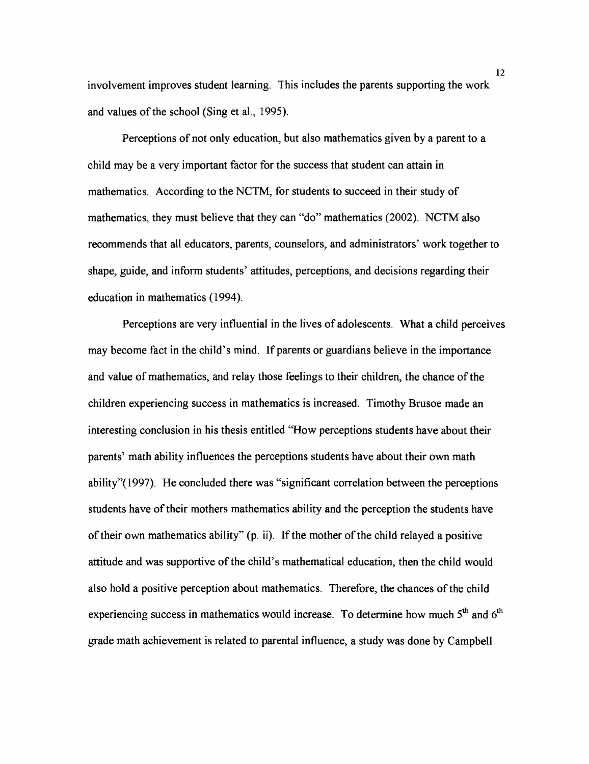involvement improves student learning. This includes the parents supporting the work and values of the school (Sing et al., 1995).

Perceptions of not only education, but also mathematics given by a parent to a child may be a very important factor for the success that student can attain in mathematics. According to the NCTM, for students to succeed in their study of mathematics, they must believe that they can "do" mathematics (2002). NCTM also recommends that all educators, parents, counselors, and administrators' work together to shape, guide, and inform students' attitudes, perceptions, and decisions regarding their education in mathematics (1994).

Perceptions are very influential in the lives of adolescents. What a child perceives may become fact in the child's mind. If parents or guardians believe in the importance and value of mathematics, and relay those feelings to their children, the chance of the children experiencing success in mathematics is increased. Timothy Brusoe made an interesting conclusion in his thesis entitled "How perceptions students have about their parents' math ability influences the perceptions students have about their own math ability"(1997). He concluded there was "significant correlation between the perceptions students have of their mothers mathematics ability and the perception the students have of their own mathematics ability" (p. ii). If the mother of the child relayed a positive attitude and was supportive of the child's mathematical education, then the child would also hold a positive perception about mathematics. Therefore, the chances of the child experiencing success in mathematics would increase. To determine how much 5th and 6th grade math achievement is related to parental influence, a study was done by Campbell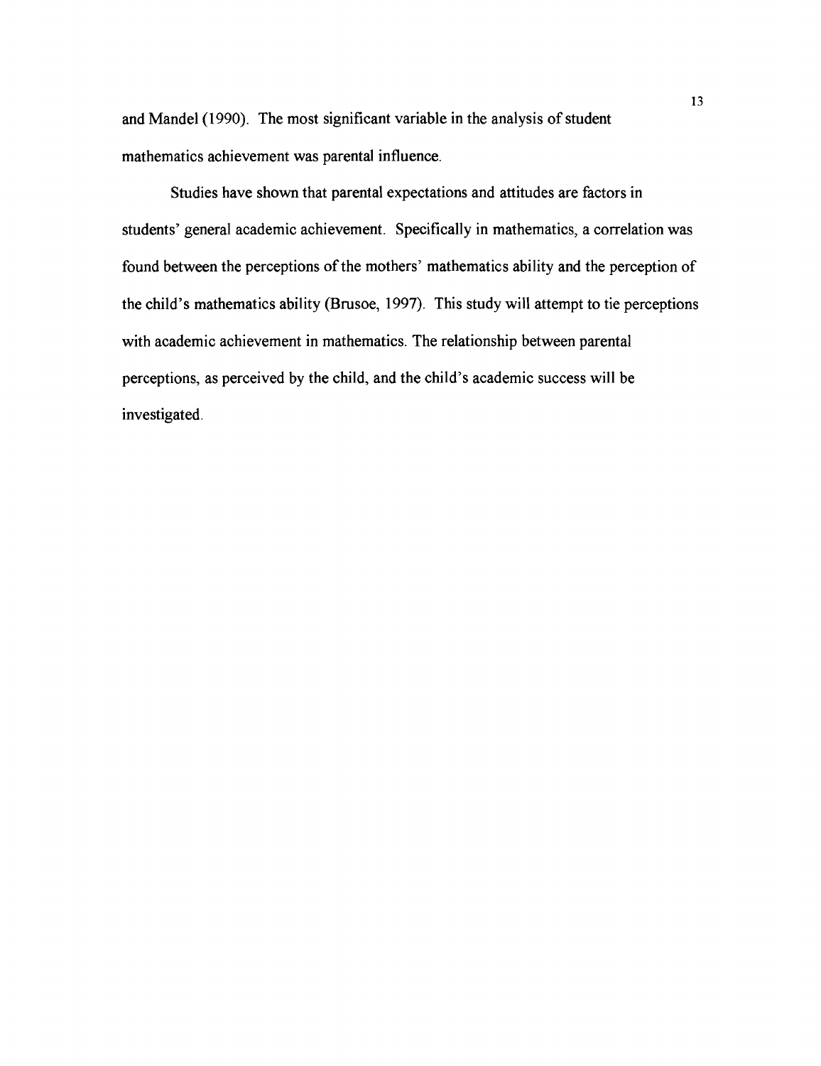and Mandel (1990). The most significant variable in the analysis of student mathematics achievement was parental influence.

Studies have shown that parental expectations and attitudes are factors in students' general academic achievement. Specifically in mathematics, a correlation was found between the perceptions of the mothers' mathematics ability and the perception of the child's mathematics ability (Brusoe, 1997). This study will attempt to tie perceptions with academic achievement in mathematics. The relationship between parental perceptions, as perceived by the child, and the child's academic success will be investigated.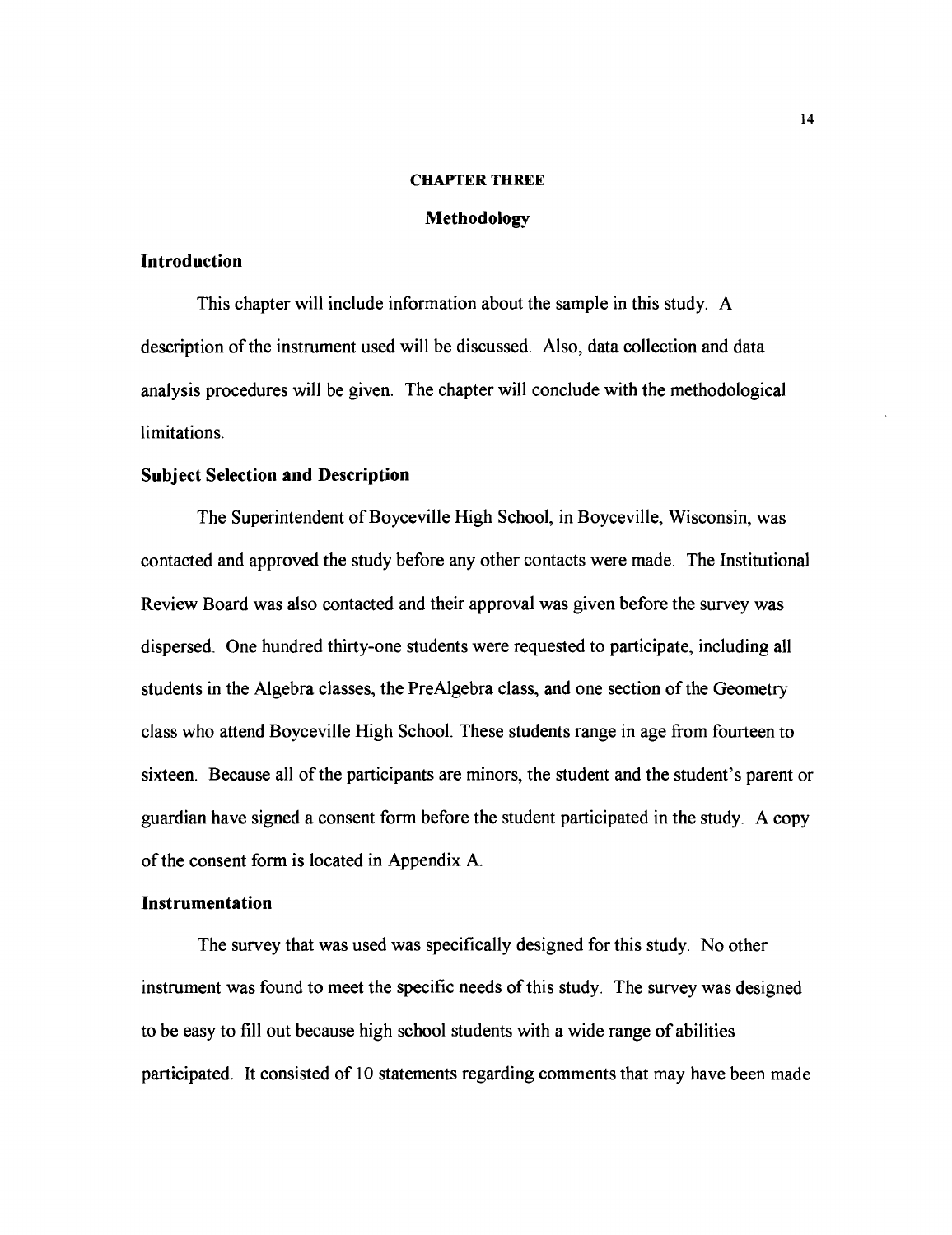# CHAPTER THREE

## Methodology

### Introduction

This chapter will include information about the sample in this study. A description of the instrument used will be discussed. Also, data collection and data analysis procedures will be given. The chapter will conclude with the methodological limitations.

### Subject Selection and Description

The Superintendent of Boyceville High School, in Boyceville, Wisconsin, was contacted and approved the study before any other contacts were made. The Institutional Review Board was also contacted and their approval was given before the survey was dispersed. One hundred thirty-one students were requested to participate, including all students in the Algebra classes, the PreAlgebra class, and one section of the Geometry class who attend Boyceville High School. These students range in age from fourteen to sixteen. Because all of the participants are minors, the student and the student's parent or guardian have signed a consent form before the student participated in the study. A copy of the consent form is located in Appendix A.

### Instrumentation

The survey that was used was specifically designed for this study. No other instrument was found to meet the specific needs of this study. The survey was designed to be easy to fill out because high school students with a wide range of abilities participated. It consisted of 10 statements regarding comments that may have been made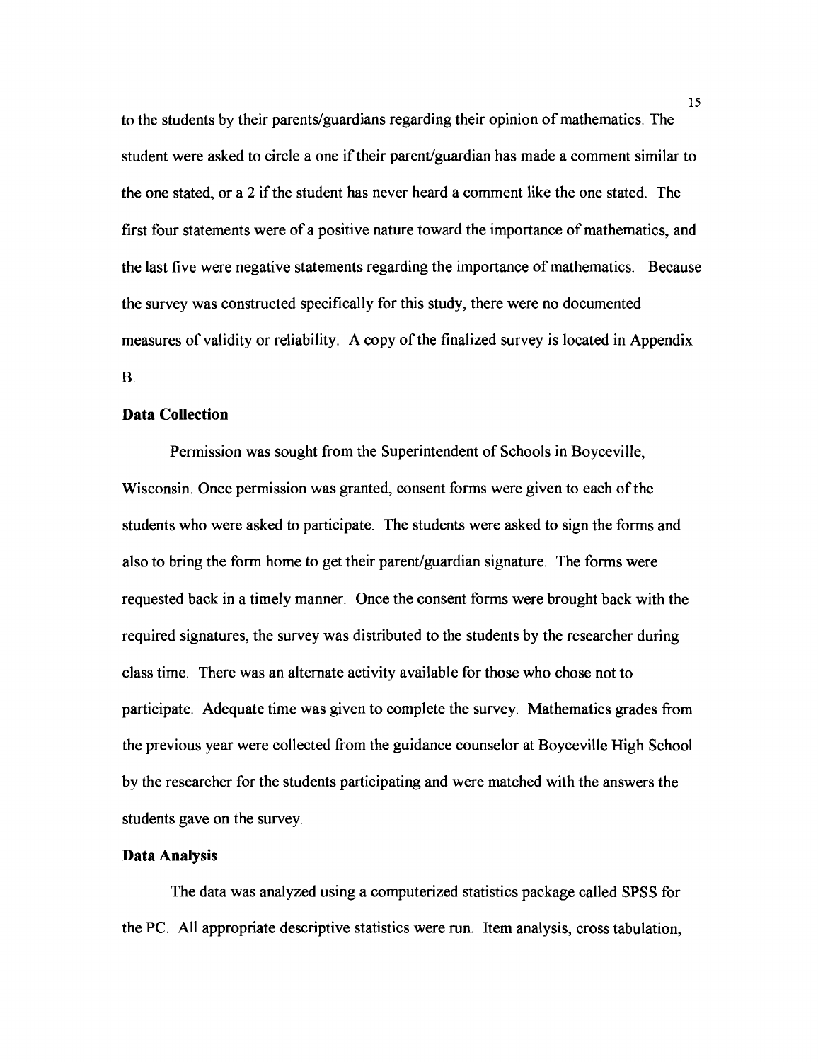to the students by their parents/guardians regarding their opinion of mathematics. The student were asked to circle a one if their parent/guardian has made a comment similar to the one stated, or a 2 if the student has never heard a comment like the one stated. The first four statements were of a positive nature toward the importance of mathematics, and the last five were negative statements regarding the importance of mathematics. Because the survey was constructed specifically for this study, there were no documented measures of validity or reliability. A copy of the finalized survey is located in Appendix B.

**Data Collection**

Permission was sought from the Superintendent of Schools in Boyceville, Wisconsin. Once permission was granted, consent forms were given to each of the students who were asked to participate. The students were asked to sign the forms and also to bring the form home to get their parent/guardian signature. The forms were requested back in a timely manner. Once the consent forms were brought back with the required signatures, the survey was distributed to the students by the researcher during class time. There was an alternate activity available for those who chose not to participate. Adequate time was given to complete the survey. Mathematics grades from the previous year were collected from the guidance counselor at Boyceville High School by the researcher for the students participating and were matched with the answers the students gave on the survey.

**Data Analysis**

The data was analyzed using a computerized statistics package called SPSS for the PC. All appropriate descriptive statistics were run. Item analysis, cross tabulation,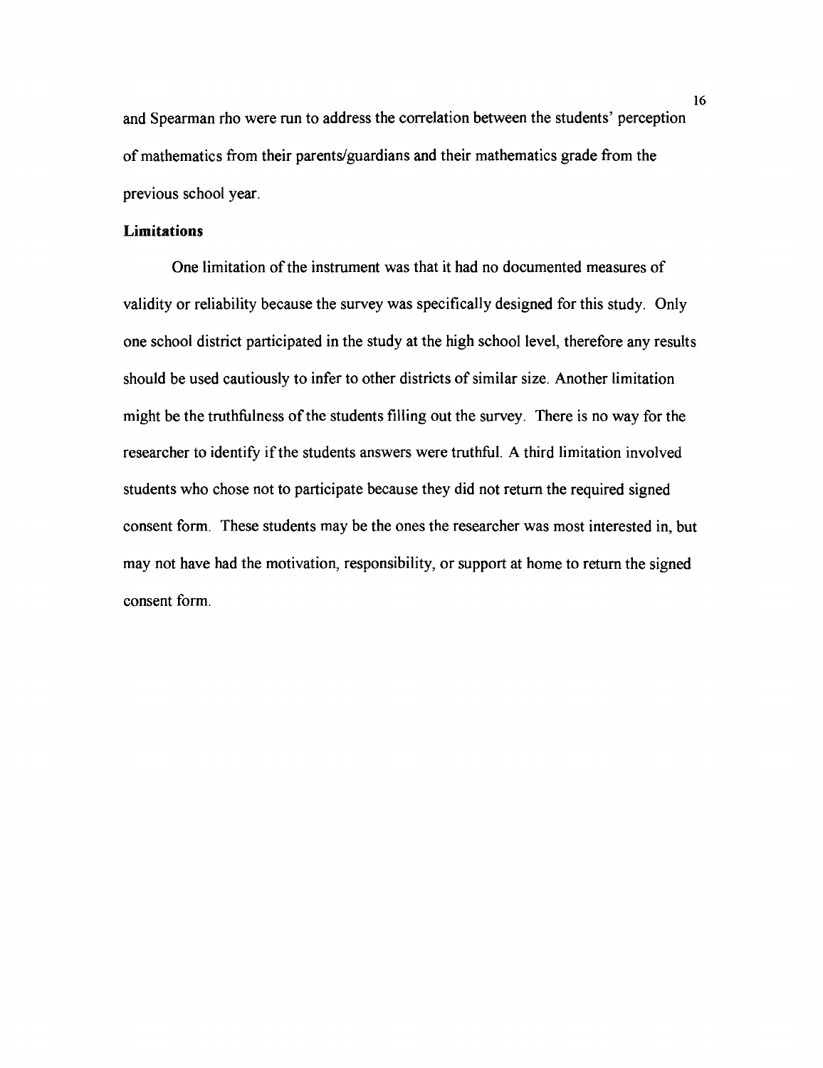and Spearman rho were run to address the correlation between the students' perception of mathematics from their parents/guardians and their mathematics grade from the previous school year.

**Limitations**

One limitation of the instrument was that it had no documented measures of validity or reliability because the survey was specifically designed for this study. Only one school district participated in the study at the high school level, therefore any results should be used cautiously to infer to other districts of similar size. Another limitation might be the truthfulness of the students filling out the survey. There is no way for the researcher to identify if the students answers were truthful. A third limitation involved students who chose not to participate because they did not return the required signed consent form. These students may be the ones the researcher was most interested in, but may not have had the motivation, responsibility, or support at home to return the signed consent form.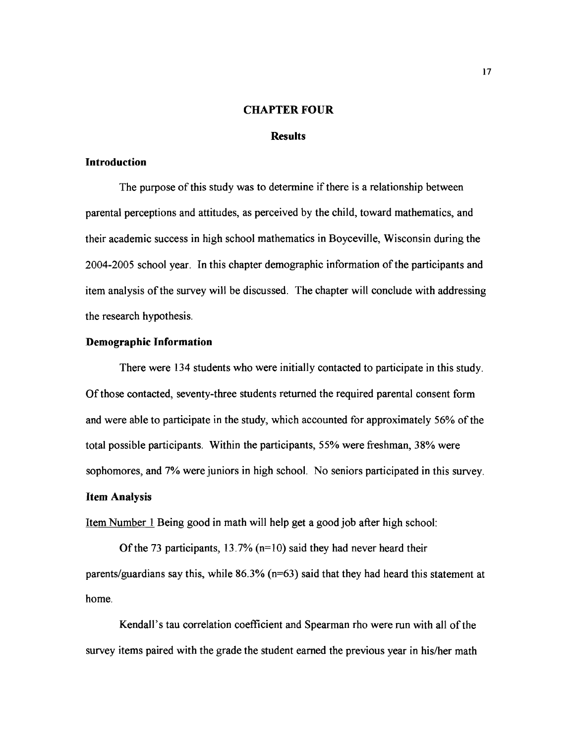# CHAPTER FOUR

## Results

### Introduction

The purpose of this study was to determine if there is a relationship between parental perceptions and attitudes, as perceived by the child, toward mathematics, and their academic success in high school mathematics in Boyceville, Wisconsin during the 2004-2005 school year. In this chapter demographic information of the participants and item analysis of the survey will be discussed. The chapter will conclude with addressing the research hypothesis.

### Demographic Information

There were 134 students who were initially contacted to participate in this study. Of those contacted, seventy-three students returned the required parental consent form and were able to participate in the study, which accounted for approximately 56% of the total possible participants. Within the participants, 55% were freshman, 38% were sophomores, and 7% were juniors in high school. No seniors participated in this survey.

### Item Analysis

Item Number 1 Being good in math will help get a good job after high school:

Of the 73 participants, 13.7% (n=10) said they had never heard their parents/guardians say this, while 86.3% (n=63) said that they had heard this statement at home.

Kendall's tau correlation coefficient and Spearman rho were run with all of the survey items paired with the grade the student earned the previous year in his/her math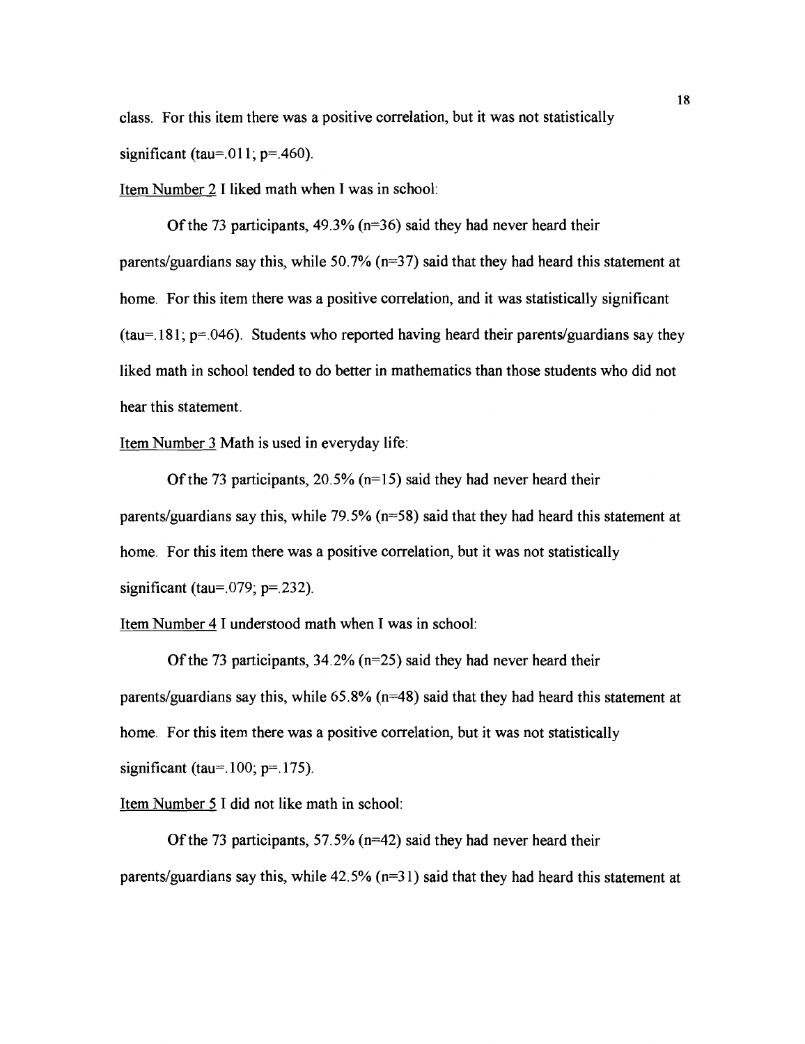class. For this item there was a positive correlation, but it was not statistically significant (tau=.011; $p$=.460).

Item Number 2 I liked math when I was in school:

Of the 73 participants, 49.3% (n=36) said they had never heard their parents/guardians say this, while 50.7% (n=37) said that they had heard this statement at home. For this item there was a positive correlation, and it was statistically significant (tau=.181; $p$=.046). Students who reported having heard their parents/guardians say they liked math in school tended to do better in mathematics than those students who did not hear this statement.

Item Number 3 Math is used in everyday life:

Of the 73 participants, 20.5% (n=15) said they had never heard their parents/guardians say this, while 79.5% (n=58) said that they had heard this statement at home. For this item there was a positive correlation, but it was not statistically significant (tau=.079; $p$=.232).

Item Number 4 I understood math when I was in school:

Of the 73 participants, 34.2% (n=25) said they had never heard their parents/guardians say this, while 65.8% (n=48) said that they had heard this statement at home. For this item there was a positive correlation, but it was not statistically significant (tau=.100; $p$=.175).

Item Number 5 I did not like math in school:

Of the 73 participants, 57.5% (n=42) said they had never heard their parents/guardians say this, while 42.5% (n=31) said that they had heard this statement at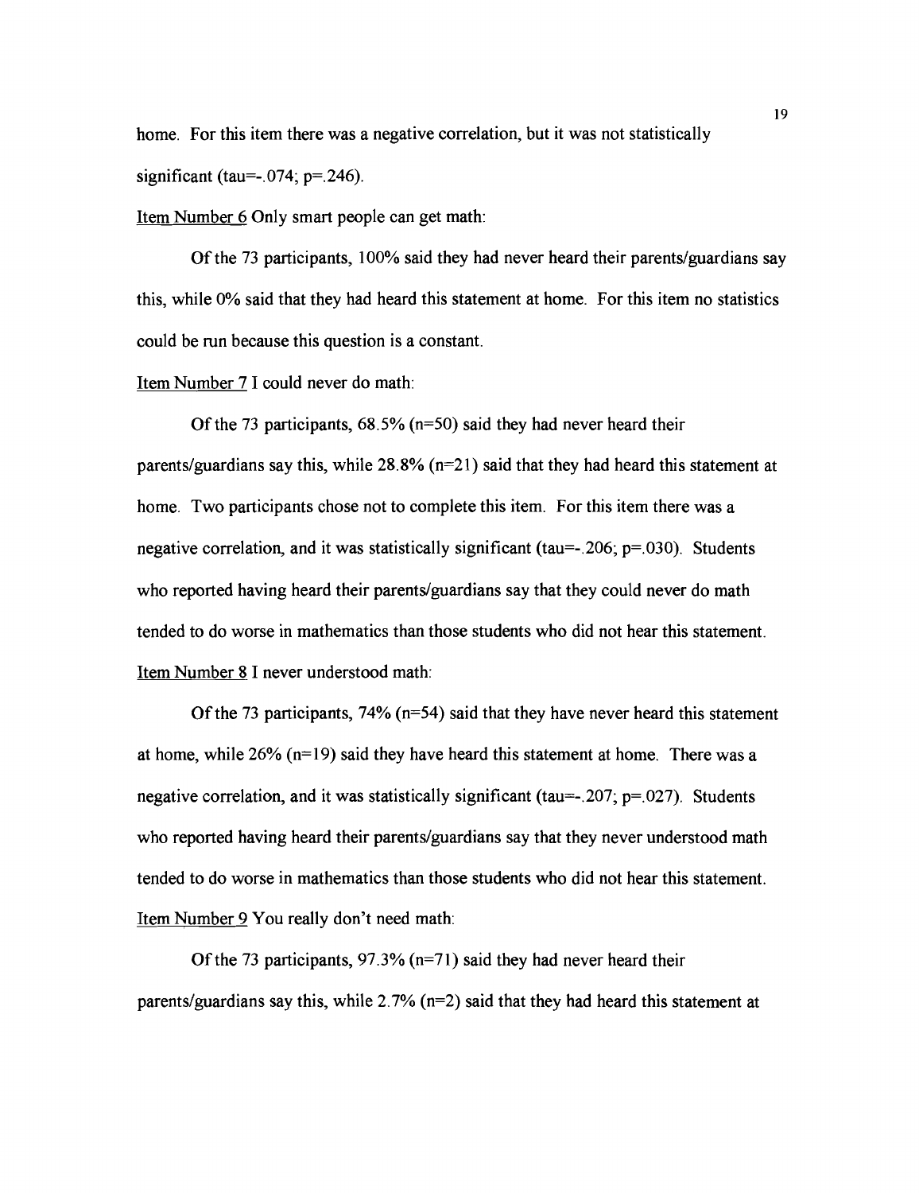home. For this item there was a negative correlation, but it was not statistically significant (tau=-.074; p=.246).

Item Number 6 Only smart people can get math:

Of the 73 participants, 100% said they had never heard their parents/guardians say this, while 0% said that they had heard this statement at home. For this item no statistics could be run because this question is a constant.

Item Number 7 I could never do math:

Of the 73 participants, 68.5% (n=50) said they had never heard their parents/guardians say this, while 28.8% (n=21) said that they had heard this statement at home. Two participants chose not to complete this item. For this item there was a negative correlation, and it was statistically significant (tau=-.206; p=.030). Students who reported having heard their parents/guardians say that they could never do math tended to do worse in mathematics than those students who did not hear this statement.

Item Number 8 I never understood math:

Of the 73 participants, 74% (n=54) said that they have never heard this statement at home, while 26% (n=19) said they have heard this statement at home. There was a negative correlation, and it was statistically significant (tau=-.207; p=.027). Students who reported having heard their parents/guardians say that they never understood math tended to do worse in mathematics than those students who did not hear this statement.

Item Number 9 You really don't need math:

Of the 73 participants, 97.3% (n=71) said they had never heard their parents/guardians say this, while 2.7% (n=2) said that they had heard this statement at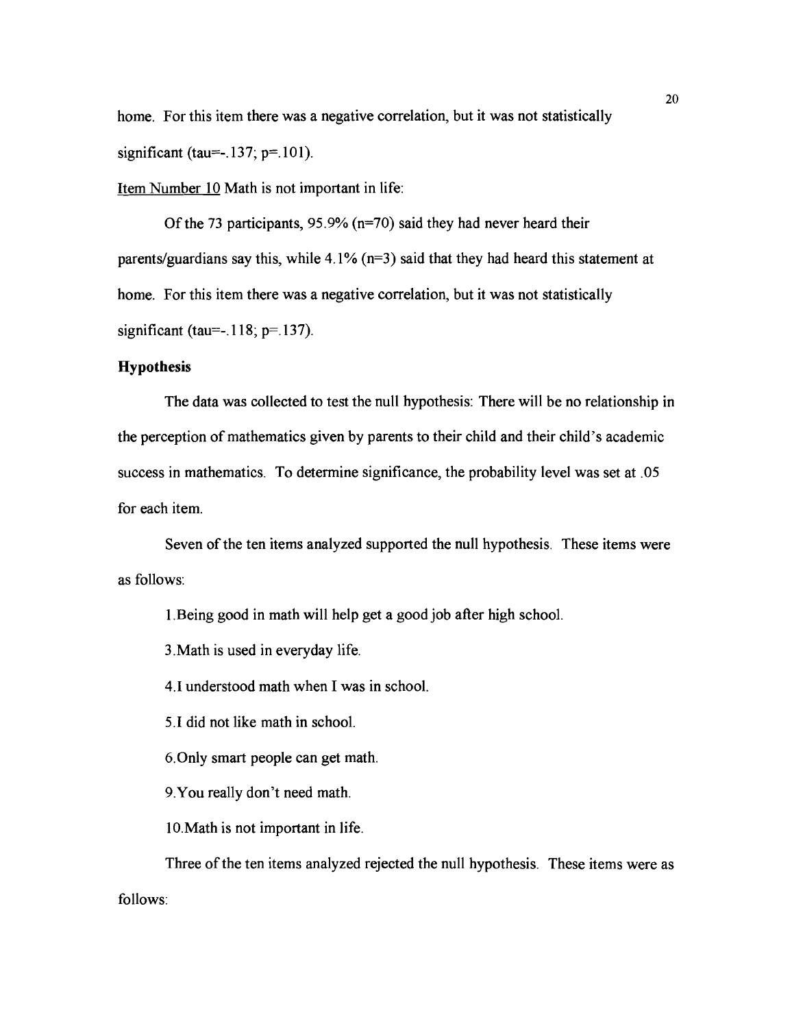home. For this item there was a negative correlation, but it was not statistically significant (tau=-.137; p=.101).

<u>Item Number 10</u> Math is not important in life:

Of the 73 participants, 95.9% (n=70) said they had never heard their parents/guardians say this, while 4.1% (n=3) said that they had heard this statement at home. For this item there was a negative correlation, but it was not statistically significant (tau=-.118; p=.137).

**Hypothesis**

The data was collected to test the null hypothesis: There will be no relationship in the perception of mathematics given by parents to their child and their child's academic success in mathematics. To determine significance, the probability level was set at .05 for each item.

Seven of the ten items analyzed supported the null hypothesis. These items were as follows:

1.Being good in math will help get a good job after high school.

3.Math is used in everyday life.

4.I understood math when I was in school.

5.I did not like math in school.

6.Only smart people can get math.

9.You really don't need math.

10.Math is not important in life.

Three of the ten items analyzed rejected the null hypothesis. These items were as follows: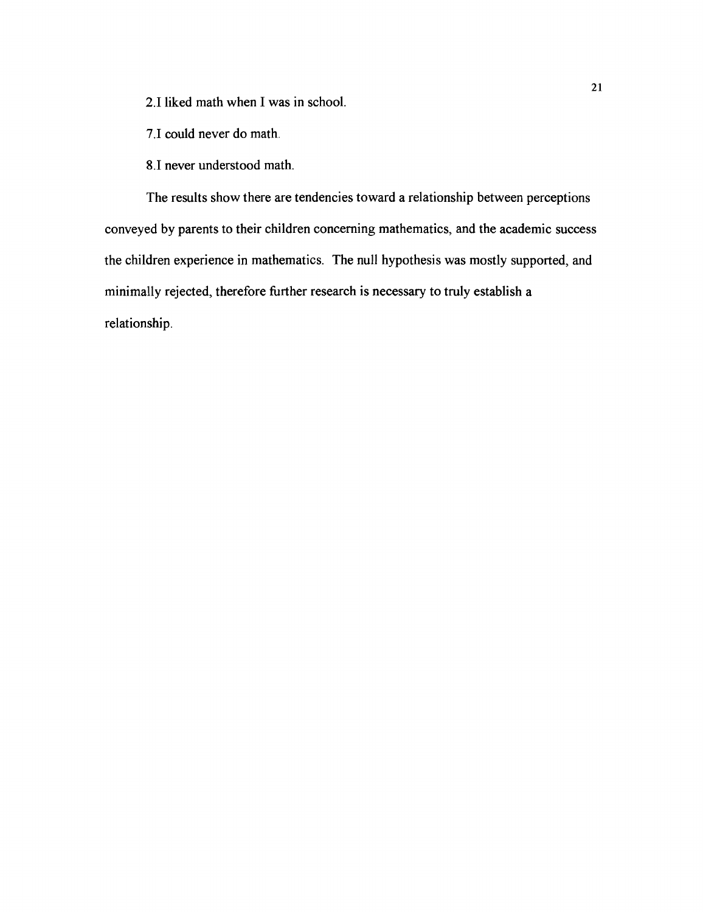2.I liked math when I was in school.

7.I could never do math.

8.I never understood math.

The results show there are tendencies toward a relationship between perceptions conveyed by parents to their children concerning mathematics, and the academic success the children experience in mathematics. The null hypothesis was mostly supported, and minimally rejected, therefore further research is necessary to truly establish a relationship.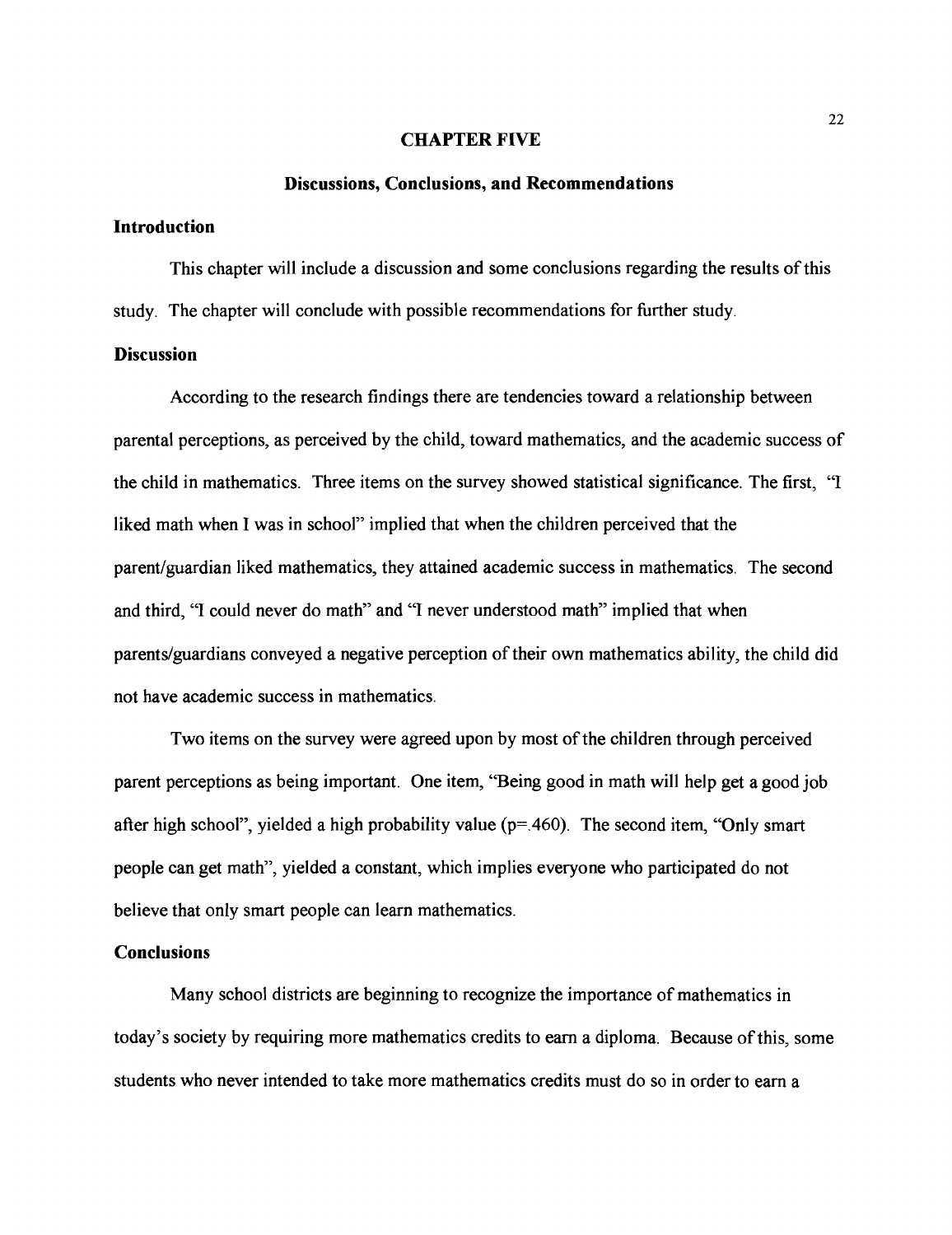# CHAPTER FIVE

## Discussions, Conclusions, and Recommendations

### Introduction

This chapter will include a discussion and some conclusions regarding the results of this study. The chapter will conclude with possible recommendations for further study.

### Discussion

According to the research findings there are tendencies toward a relationship between parental perceptions, as perceived by the child, toward mathematics, and the academic success of the child in mathematics. Three items on the survey showed statistical significance. The first, "I liked math when I was in school" implied that when the children perceived that the parent/guardian liked mathematics, they attained academic success in mathematics. The second and third, "I could never do math" and "I never understood math" implied that when parents/guardians conveyed a negative perception of their own mathematics ability, the child did not have academic success in mathematics.

Two items on the survey were agreed upon by most of the children through perceived parent perceptions as being important. One item, "Being good in math will help get a good job after high school", yielded a high probability value ($p=.460$). The second item, "Only smart people can get math", yielded a constant, which implies everyone who participated do not believe that only smart people can learn mathematics.

### Conclusions

Many school districts are beginning to recognize the importance of mathematics in today's society by requiring more mathematics credits to earn a diploma. Because of this, some students who never intended to take more mathematics credits must do so in order to earn a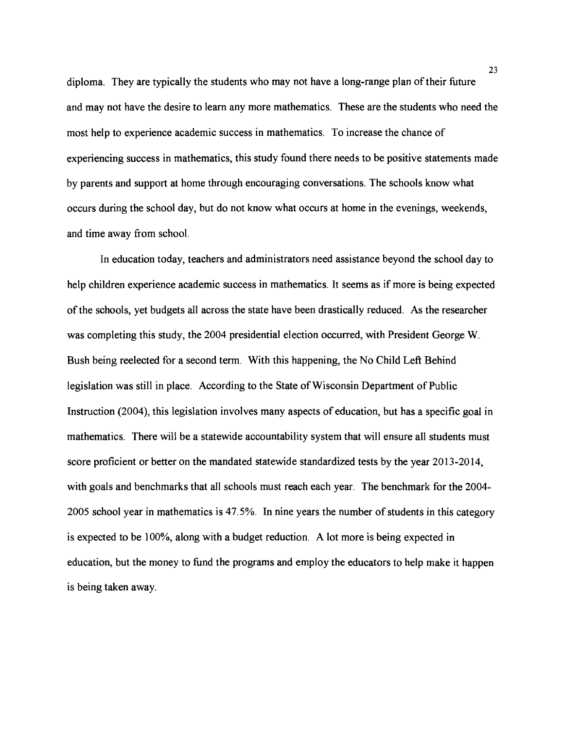diploma. They are typically the students who may not have a long-range plan of their future and may not have the desire to learn any more mathematics. These are the students who need the most help to experience academic success in mathematics. To increase the chance of experiencing success in mathematics, this study found there needs to be positive statements made by parents and support at home through encouraging conversations. The schools know what occurs during the school day, but do not know what occurs at home in the evenings, weekends, and time away from school.

In education today, teachers and administrators need assistance beyond the school day to help children experience academic success in mathematics. It seems as if more is being expected of the schools, yet budgets all across the state have been drastically reduced. As the researcher was completing this study, the 2004 presidential election occurred, with President George W. Bush being reelected for a second term. With this happening, the No Child Left Behind legislation was still in place. According to the State of Wisconsin Department of Public Instruction (2004), this legislation involves many aspects of education, but has a specific goal in mathematics. There will be a statewide accountability system that will ensure all students must score proficient or better on the mandated statewide standardized tests by the year 2013-2014, with goals and benchmarks that all schools must reach each year. The benchmark for the 2004-2005 school year in mathematics is 47.5%. In nine years the number of students in this category is expected to be 100%, along with a budget reduction. A lot more is being expected in education, but the money to fund the programs and employ the educators to help make it happen is being taken away.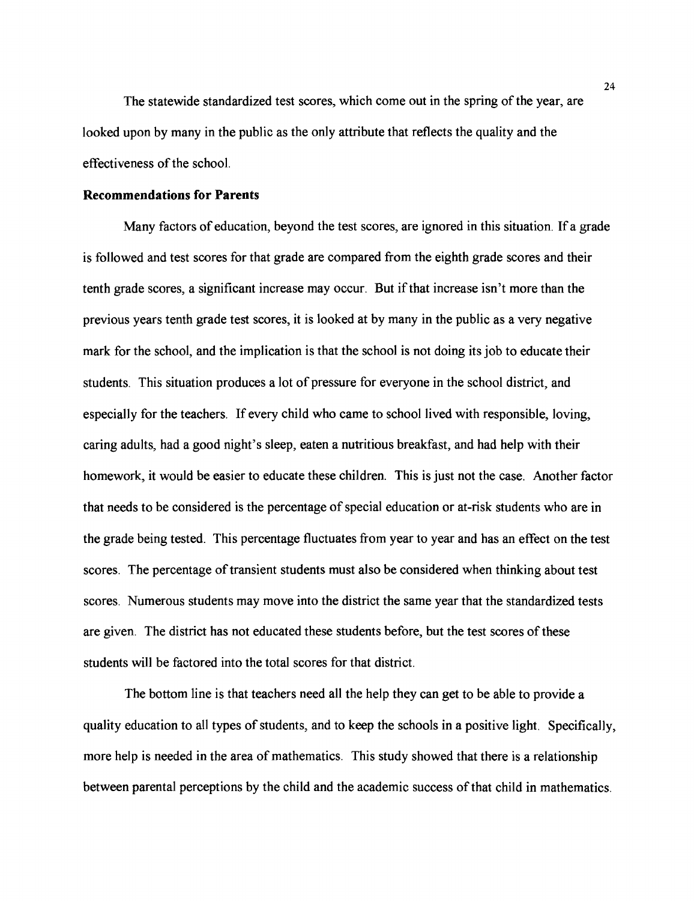The statewide standardized test scores, which come out in the spring of the year, are looked upon by many in the public as the only attribute that reflects the quality and the effectiveness of the school.

**Recommendations for Parents**

Many factors of education, beyond the test scores, are ignored in this situation. If a grade is followed and test scores for that grade are compared from the eighth grade scores and their tenth grade scores, a significant increase may occur. But if that increase isn't more than the previous years tenth grade test scores, it is looked at by many in the public as a very negative mark for the school, and the implication is that the school is not doing its job to educate their students. This situation produces a lot of pressure for everyone in the school district, and especially for the teachers. If every child who came to school lived with responsible, loving, caring adults, had a good night's sleep, eaten a nutritious breakfast, and had help with their homework, it would be easier to educate these children. This is just not the case. Another factor that needs to be considered is the percentage of special education or at-risk students who are in the grade being tested. This percentage fluctuates from year to year and has an effect on the test scores. The percentage of transient students must also be considered when thinking about test scores. Numerous students may move into the district the same year that the standardized tests are given. The district has not educated these students before, but the test scores of these students will be factored into the total scores for that district.

The bottom line is that teachers need all the help they can get to be able to provide a quality education to all types of students, and to keep the schools in a positive light. Specifically, more help is needed in the area of mathematics. This study showed that there is a relationship between parental perceptions by the child and the academic success of that child in mathematics.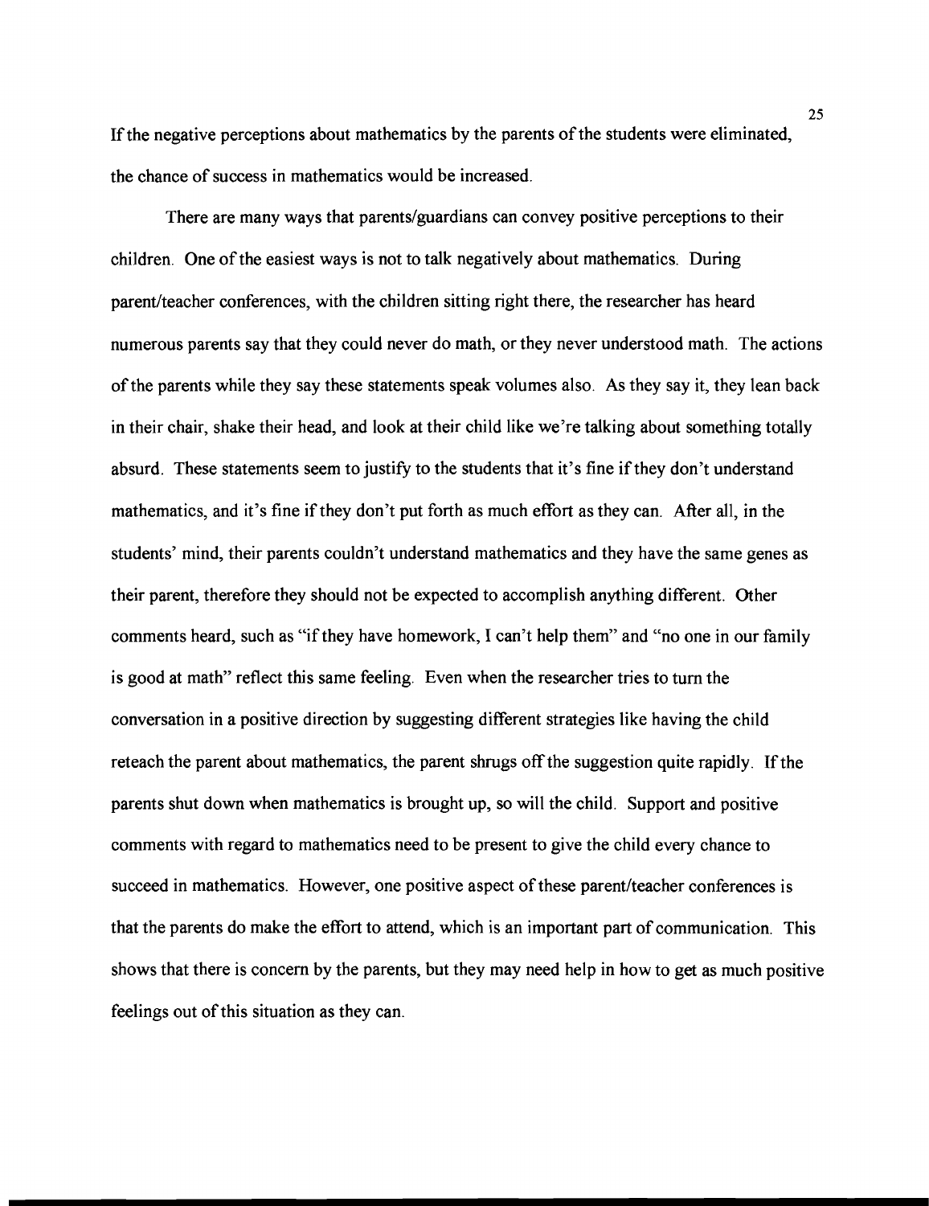If the negative perceptions about mathematics by the parents of the students were eliminated, the chance of success in mathematics would be increased.

There are many ways that parents/guardians can convey positive perceptions to their children. One of the easiest ways is not to talk negatively about mathematics. During parent/teacher conferences, with the children sitting right there, the researcher has heard numerous parents say that they could never do math, or they never understood math. The actions of the parents while they say these statements speak volumes also. As they say it, they lean back in their chair, shake their head, and look at their child like we're talking about something totally absurd. These statements seem to justify to the students that it's fine if they don't understand mathematics, and it's fine if they don't put forth as much effort as they can. After all, in the students' mind, their parents couldn't understand mathematics and they have the same genes as their parent, therefore they should not be expected to accomplish anything different. Other comments heard, such as "if they have homework, I can't help them" and "no one in our family is good at math" reflect this same feeling. Even when the researcher tries to turn the conversation in a positive direction by suggesting different strategies like having the child reteach the parent about mathematics, the parent shrugs off the suggestion quite rapidly. If the parents shut down when mathematics is brought up, so will the child. Support and positive comments with regard to mathematics need to be present to give the child every chance to succeed in mathematics. However, one positive aspect of these parent/teacher conferences is that the parents do make the effort to attend, which is an important part of communication. This shows that there is concern by the parents, but they may need help in how to get as much positive feelings out of this situation as they can.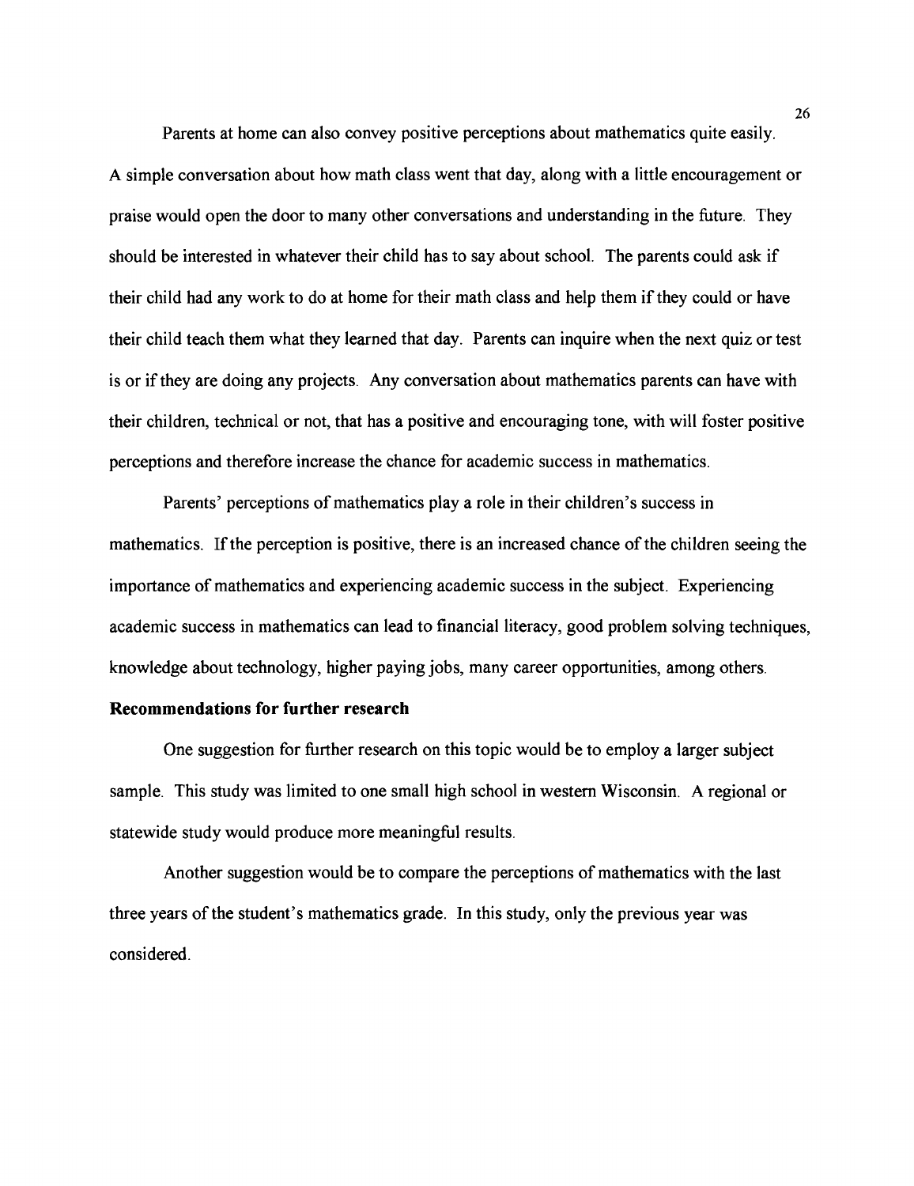Parents at home can also convey positive perceptions about mathematics quite easily. A simple conversation about how math class went that day, along with a little encouragement or praise would open the door to many other conversations and understanding in the future. They should be interested in whatever their child has to say about school. The parents could ask if their child had any work to do at home for their math class and help them if they could or have their child teach them what they learned that day. Parents can inquire when the next quiz or test is or if they are doing any projects. Any conversation about mathematics parents can have with their children, technical or not, that has a positive and encouraging tone, with will foster positive perceptions and therefore increase the chance for academic success in mathematics.

Parents' perceptions of mathematics play a role in their children's success in mathematics. If the perception is positive, there is an increased chance of the children seeing the importance of mathematics and experiencing academic success in the subject. Experiencing academic success in mathematics can lead to financial literacy, good problem solving techniques, knowledge about technology, higher paying jobs, many career opportunities, among others.

**Recommendations for further research**

One suggestion for further research on this topic would be to employ a larger subject sample. This study was limited to one small high school in western Wisconsin. A regional or statewide study would produce more meaningful results.

Another suggestion would be to compare the perceptions of mathematics with the last three years of the student's mathematics grade. In this study, only the previous year was considered.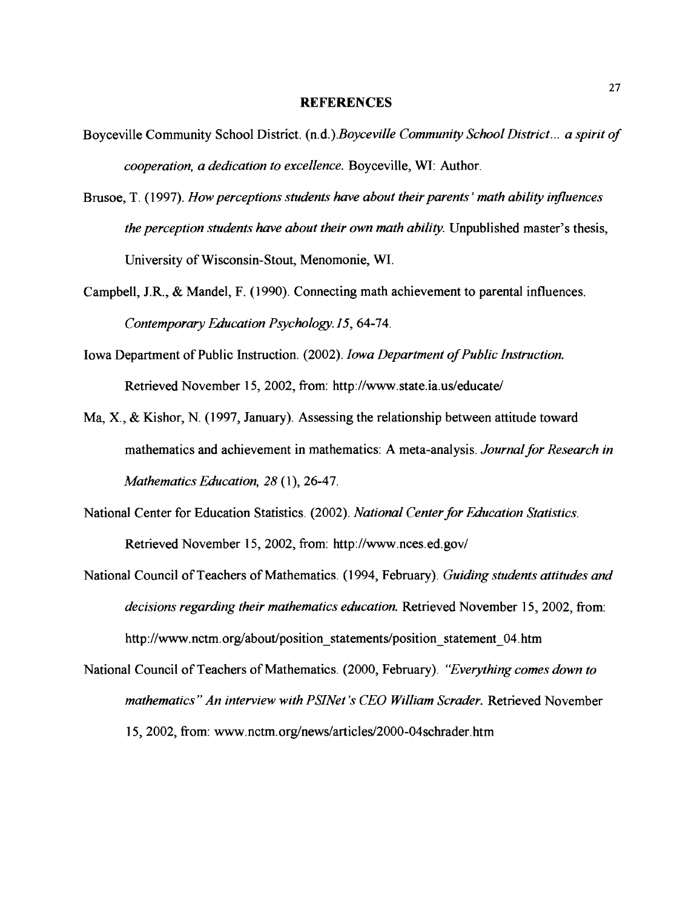# REFERENCES

Boyceville Community School District. (n.d.).*Boyceville Community School District... a spirit of cooperation, a dedication to excellence.* Boyceville, WI: Author.

Brusoe, T. (1997). *How perceptions students have about their parents' math ability influences the perception students have about their own math ability.* Unpublished master's thesis, University of Wisconsin-Stout, Menomonie, WI.

Campbell, J.R., & Mandel, F. (1990). Connecting math achievement to parental influences. *Contemporary Education Psychology. 15*, 64-74.

Iowa Department of Public Instruction. (2002). *Iowa Department of Public Instruction.* Retrieved November 15, 2002, from: http://www.state.ia.us/educate/

Ma, X., & Kishor, N. (1997, January). Assessing the relationship between attitude toward mathematics and achievement in mathematics: A meta-analysis. *Journal for Research in Mathematics Education, 28* (1), 26-47.

National Center for Education Statistics. (2002). *National Center for Education Statistics.* Retrieved November 15, 2002, from: http://www.nces.ed.gov/

National Council of Teachers of Mathematics. (1994, February). *Guiding students attitudes and decisions regarding their mathematics education.* Retrieved November 15, 2002, from: http://www.nctm.org/about/position_statements/position_statement_04.htm

National Council of Teachers of Mathematics. (2000, February). *"Everything comes down to mathematics" An interview with PSINet's CEO William Scrader.* Retrieved November 15, 2002, from: www.nctm.org/news/articles/2000-04schrader.htm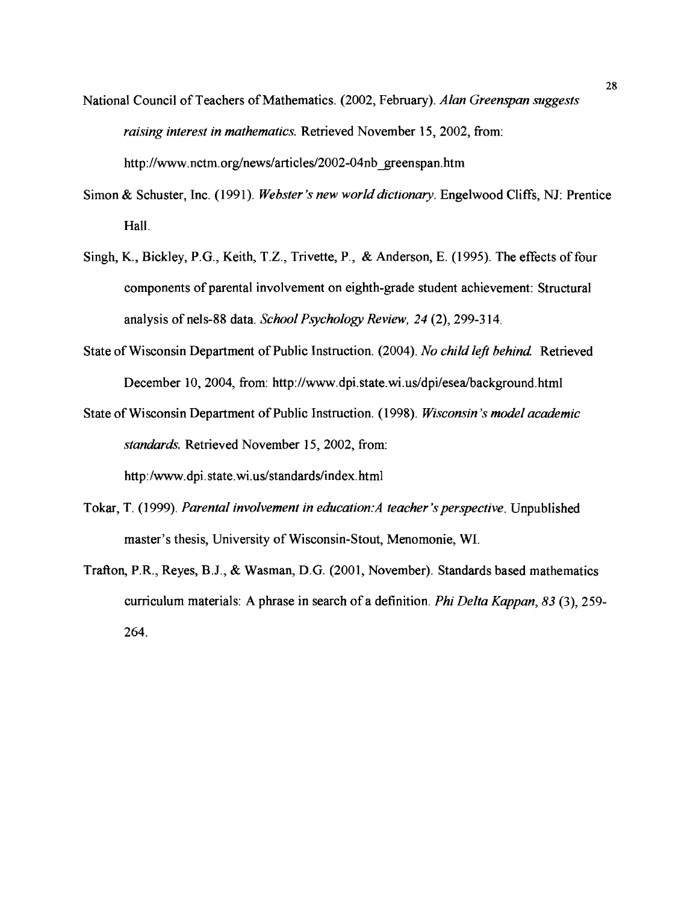National Council of Teachers of Mathematics. (2002, February). *Alan Greenspan suggests raising interest in mathematics.* Retrieved November 15, 2002, from: http://www.nctm.org/news/articles/2002-04nb_greenspan.htm

Simon & Schuster, Inc. (1991). *Webster's new world dictionary.* Engelwood Cliffs, NJ: Prentice Hall.

Singh, K., Bickley, P.G., Keith, T.Z., Trivette, P., & Anderson, E. (1995). The effects of four components of parental involvement on eighth-grade student achievement: Structural analysis of nels-88 data. *School Psychology Review, 24* (2), 299-314.

State of Wisconsin Department of Public Instruction. (2004). *No child left behind.* Retrieved December 10, 2004, from: http://www.dpi.state.wi.us/dpi/esea/background.html

State of Wisconsin Department of Public Instruction. (1998). *Wisconsin's model academic standards.* Retrieved November 15, 2002, from: http:/www.dpi.state.wi.us/standards/index.html

Tokar, T. (1999). *Parental involvement in education:A teacher's perspective.* Unpublished master's thesis, University of Wisconsin-Stout, Menomonie, WI.

Trafton, P.R., Reyes, B.J., & Wasman, D.G. (2001, November). Standards based mathematics curriculum materials: A phrase in search of a definition. *Phi Delta Kappan, 83* (3), 259-264.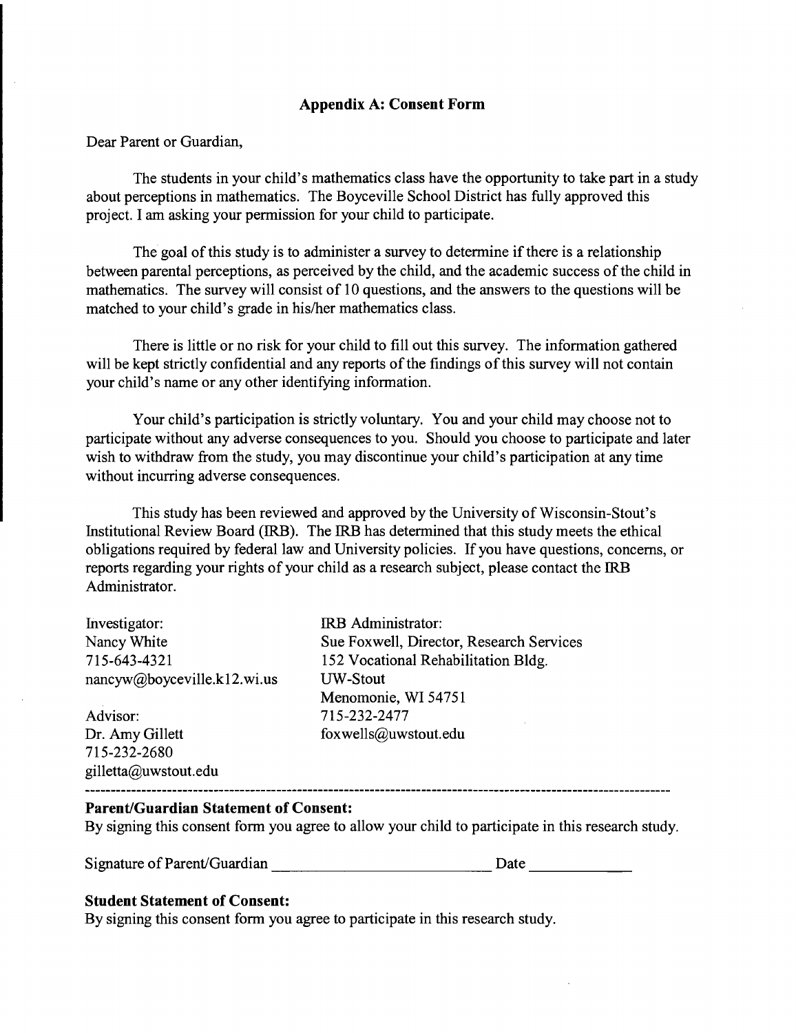## Appendix A: Consent Form

Dear Parent or Guardian,

The students in your child's mathematics class have the opportunity to take part in a study about perceptions in mathematics. The Boyceville School District has fully approved this project. I am asking your permission for your child to participate.

The goal of this study is to administer a survey to determine if there is a relationship between parental perceptions, as perceived by the child, and the academic success of the child in mathematics. The survey will consist of 10 questions, and the answers to the questions will be matched to your child's grade in his/her mathematics class.

There is little or no risk for your child to fill out this survey. The information gathered will be kept strictly confidential and any reports of the findings of this survey will not contain your child's name or any other identifying information.

Your child's participation is strictly voluntary. You and your child may choose not to participate without any adverse consequences to you. Should you choose to participate and later wish to withdraw from the study, you may discontinue your child's participation at any time without incurring adverse consequences.

This study has been reviewed and approved by the University of Wisconsin-Stout's Institutional Review Board (IRB). The IRB has determined that this study meets the ethical obligations required by federal law and University policies. If you have questions, concerns, or reports regarding your rights of your child as a research subject, please contact the IRB Administrator.

Investigator:
Nancy White
715-643-4321
nancyw@boyceville.k12.wi.us

Advisor:
Dr. Amy Gillett
715-232-2680
gilletta@uwstout.edu

IRB Administrator:
Sue Foxwell, Director, Research Services
152 Vocational Rehabilitation Bldg.
UW-Stout
Menomonie, WI 54751
715-232-2477
foxwells@uwstout.edu

---

**Parent/Guardian Statement of Consent:**
By signing this consent form you agree to allow your child to participate in this research study.

Signature of Parent/Guardian ___________________________ Date ____________

**Student Statement of Consent:**
By signing this consent form you agree to participate in this research study.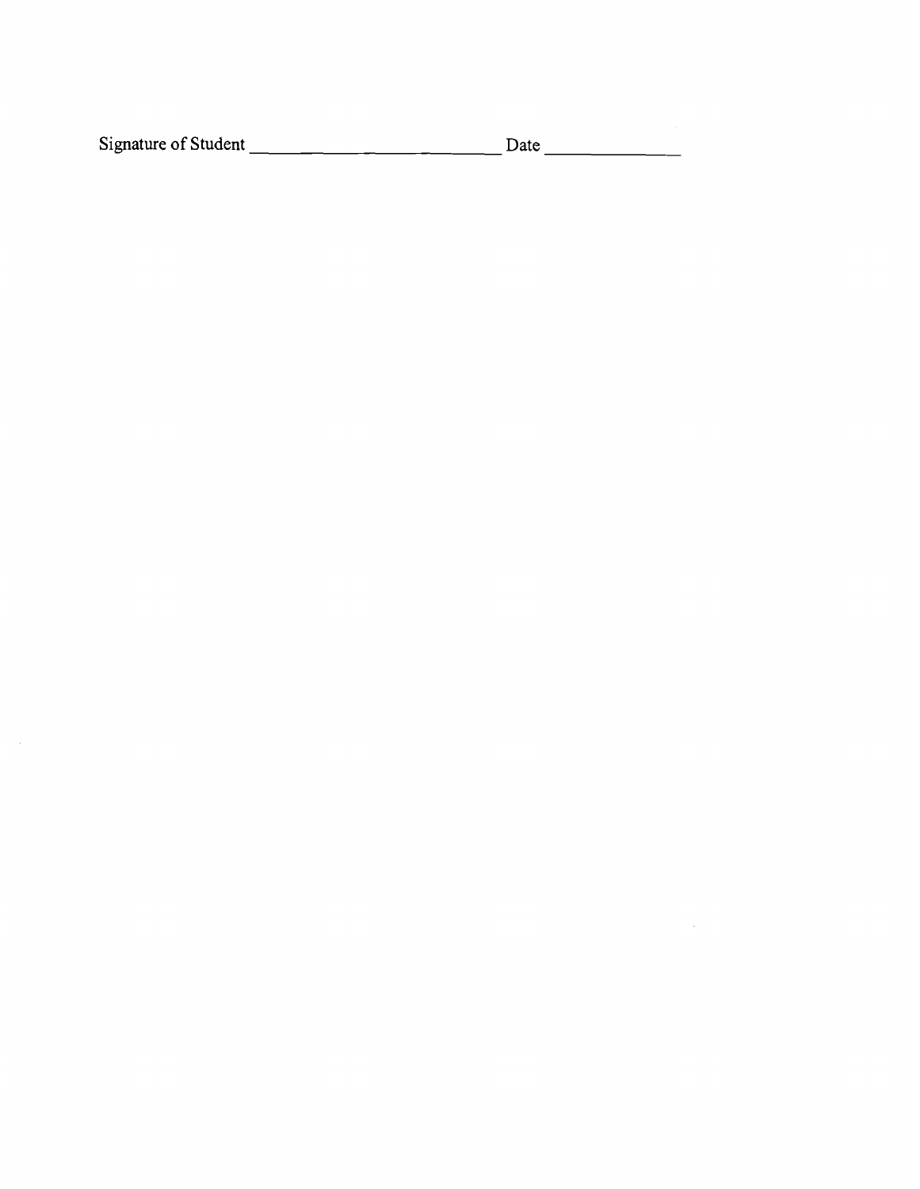Signature of Student ______________________________ Date ________________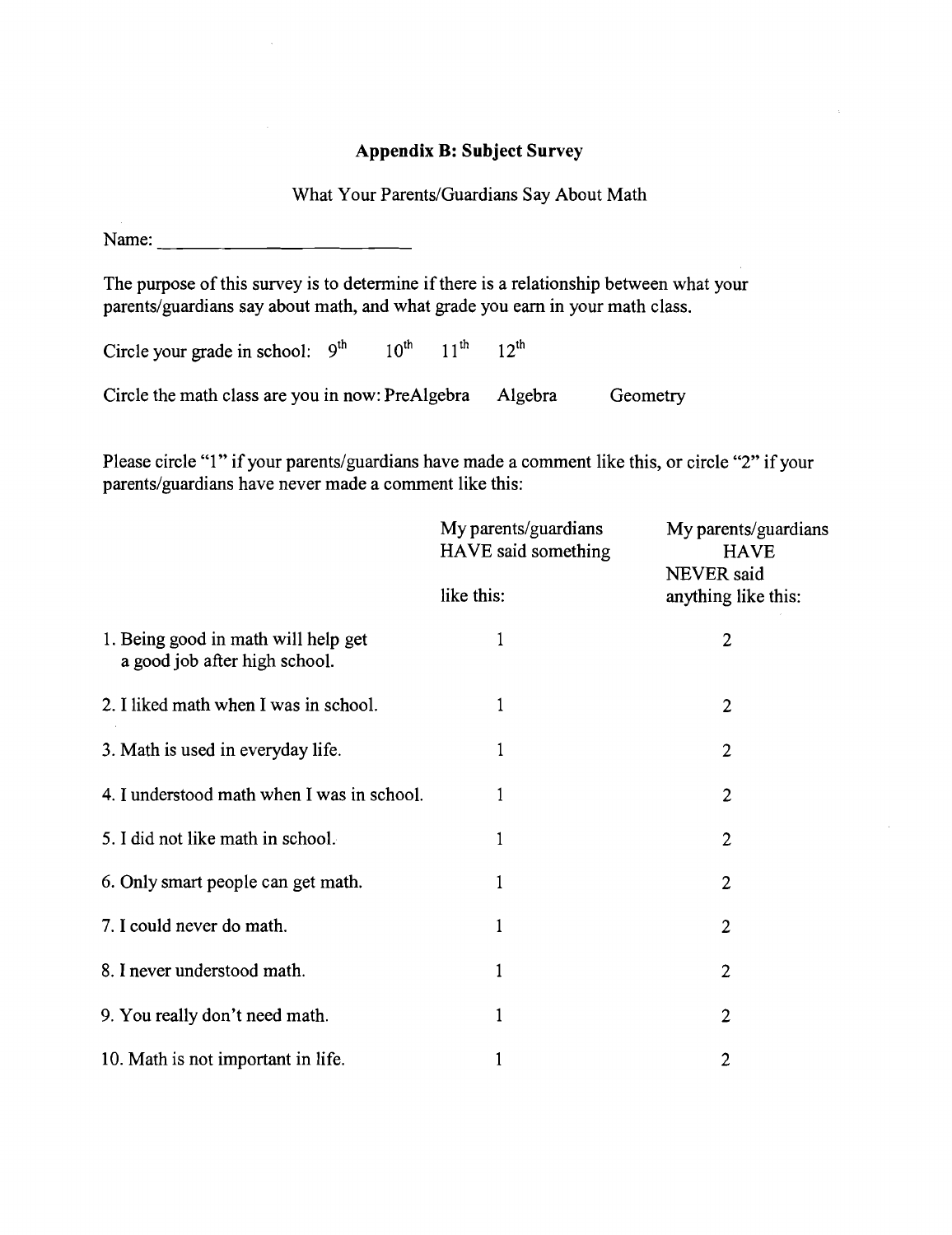## Appendix B: Subject Survey

What Your Parents/Guardians Say About Math

Name: ___________________________

The purpose of this survey is to determine if there is a relationship between what your parents/guardians say about math, and what grade you earn in your math class.

Circle your grade in school: 9th 10th 11th 12th

Circle the math class are you in now: PreAlgebra Algebra Geometry

Please circle "1" if your parents/guardians have made a comment like this, or circle "2" if your parents/guardians have never made a comment like this:

| | My parents/guardians HAVE said something like this: | My parents/guardians HAVE NEVER said anything like this: |
|---|---|---|
| 1. Being good in math will help get a good job after high school. | 1 | 2 |
| 2. I liked math when I was in school. | 1 | 2 |
| 3. Math is used in everyday life. | 1 | 2 |
| 4. I understood math when I was in school. | 1 | 2 |
| 5. I did not like math in school. | 1 | 2 |
| 6. Only smart people can get math. | 1 | 2 |
| 7. I could never do math. | 1 | 2 |
| 8. I never understood math. | 1 | 2 |
| 9. You really don't need math. | 1 | 2 |
| 10. Math is not important in life. | 1 | 2 |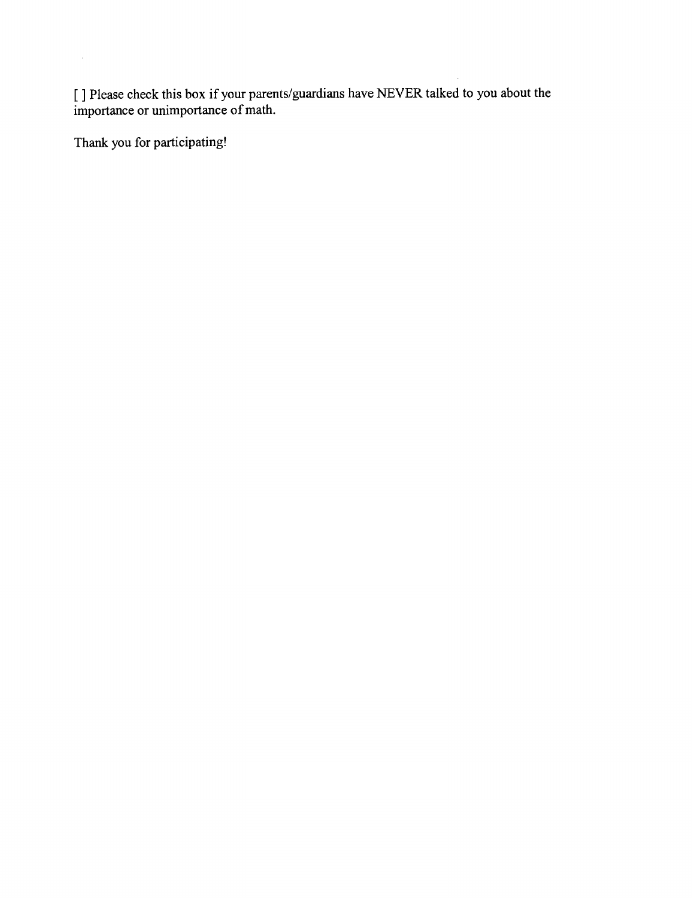[ ] Please check this box if your parents/guardians have NEVER talked to you about the importance or unimportance of math.

Thank you for participating!